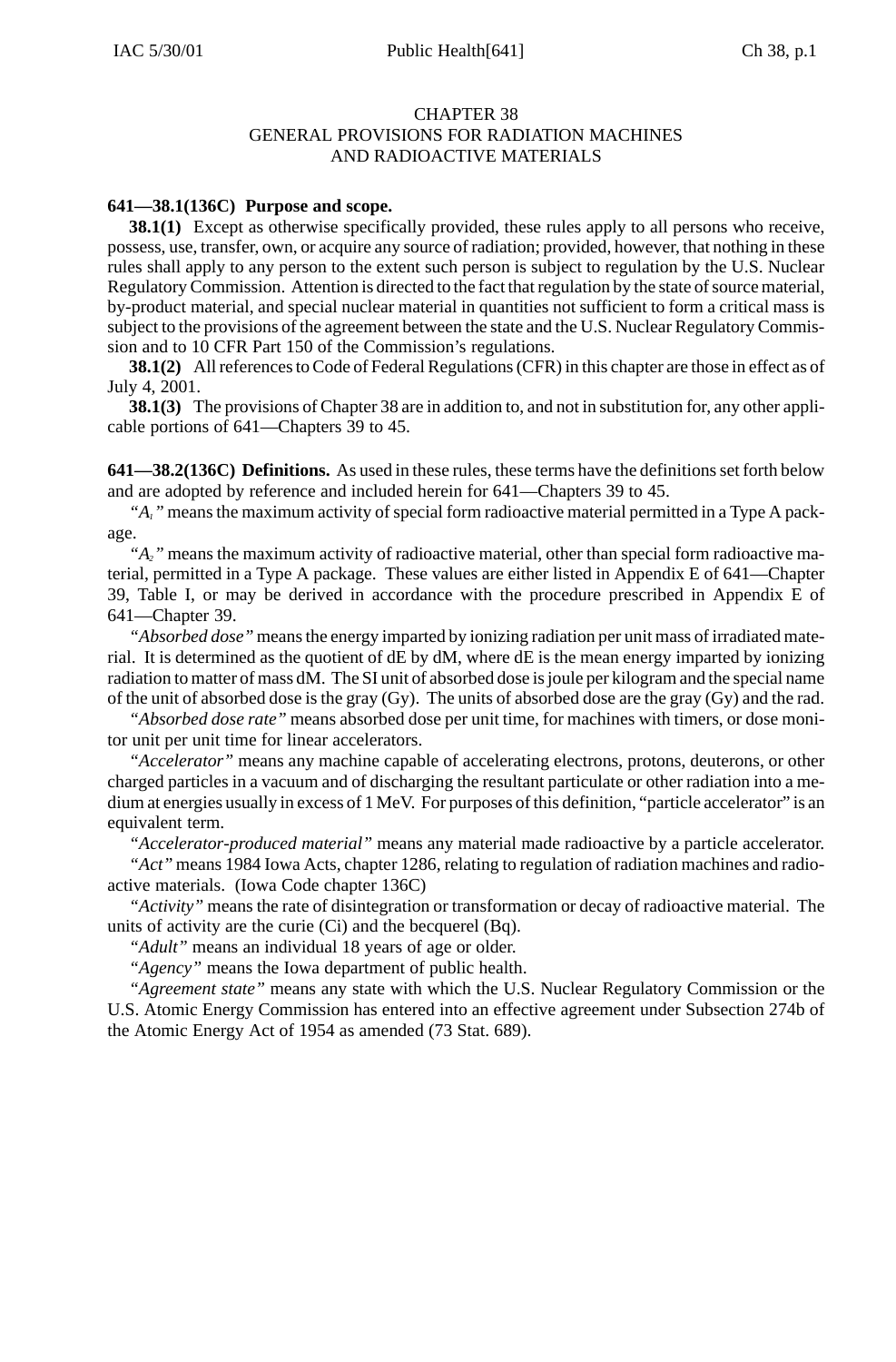# CHAPTER 38
# GENERAL PROVISIONS FOR RADIATION MACHINES AND RADIOACTIVE MATERIALS

**641—38.1(136C) Purpose and scope.**

**38.1(1)** Except as otherwise specifically provided, these rules apply to all persons who receive, possess, use, transfer, own, or acquire any source of radiation; provided, however, that nothing in these rules shall apply to any person to the extent such person is subject to regulation by the U.S. Nuclear Regulatory Commission. Attention is directed to the fact that regulation by the state of source material, by-product material, and special nuclear material in quantities not sufficient to form a critical mass is subject to the provisions of the agreement between the state and the U.S. Nuclear Regulatory Commission and to 10 CFR Part 150 of the Commission's regulations.

**38.1(2)** All references to Code of Federal Regulations (CFR) in this chapter are those in effect as of July 4, 2001.

**38.1(3)** The provisions of Chapter 38 are in addition to, and not in substitution for, any other applicable portions of 641—Chapters 39 to 45.

**641—38.2(136C) Definitions.** As used in these rules, these terms have the definitions set forth below and are adopted by reference and included herein for 641—Chapters 39 to 45.

"*$A_1$*" means the maximum activity of special form radioactive material permitted in a Type A package.

"*$A_2$*" means the maximum activity of radioactive material, other than special form radioactive material, permitted in a Type A package. These values are either listed in Appendix E of 641—Chapter 39, Table I, or may be derived in accordance with the procedure prescribed in Appendix E of 641—Chapter 39.

"*Absorbed dose*" means the energy imparted by ionizing radiation per unit mass of irradiated material. It is determined as the quotient of dE by dM, where dE is the mean energy imparted by ionizing radiation to matter of mass dM. The SI unit of absorbed dose is joule per kilogram and the special name of the unit of absorbed dose is the gray (Gy). The units of absorbed dose are the gray (Gy) and the rad.

"*Absorbed dose rate*" means absorbed dose per unit time, for machines with timers, or dose monitor unit per unit time for linear accelerators.

"*Accelerator*" means any machine capable of accelerating electrons, protons, deuterons, or other charged particles in a vacuum and of discharging the resultant particulate or other radiation into a medium at energies usually in excess of 1 MeV. For purposes of this definition, "particle accelerator" is an equivalent term.

"*Accelerator-produced material*" means any material made radioactive by a particle accelerator.

"*Act*" means 1984 Iowa Acts, chapter 1286, relating to regulation of radiation machines and radioactive materials. (Iowa Code chapter 136C)

"*Activity*" means the rate of disintegration or transformation or decay of radioactive material. The units of activity are the curie (Ci) and the becquerel (Bq).

"*Adult*" means an individual 18 years of age or older.

"*Agency*" means the Iowa department of public health.

"*Agreement state*" means any state with which the U.S. Nuclear Regulatory Commission or the U.S. Atomic Energy Commission has entered into an effective agreement under Subsection 274b of the Atomic Energy Act of 1954 as amended (73 Stat. 689).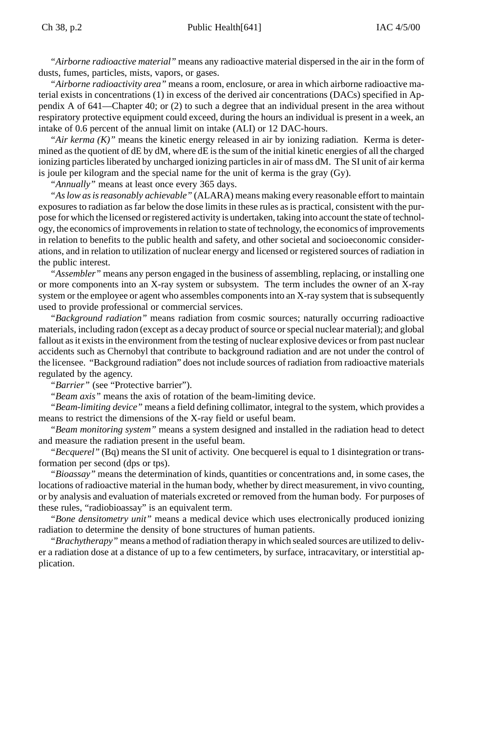"*Airborne radioactive material*" means any radioactive material dispersed in the air in the form of dusts, fumes, particles, mists, vapors, or gases.

"*Airborne radioactivity area*" means a room, enclosure, or area in which airborne radioactive material exists in concentrations (1) in excess of the derived air concentrations (DACs) specified in Appendix A of 641—Chapter 40; or (2) to such a degree that an individual present in the area without respiratory protective equipment could exceed, during the hours an individual is present in a week, an intake of 0.6 percent of the annual limit on intake (ALI) or 12 DAC-hours.

"*Air kerma (K)*" means the kinetic energy released in air by ionizing radiation. Kerma is determined as the quotient of dE by dM, where dE is the sum of the initial kinetic energies of all the charged ionizing particles liberated by uncharged ionizing particles in air of mass dM. The SI unit of air kerma is joule per kilogram and the special name for the unit of kerma is the gray (Gy).

"*Annually*" means at least once every 365 days.

"*As low as is reasonably achievable*" (ALARA) means making every reasonable effort to maintain exposures to radiation as far below the dose limits in these rules as is practical, consistent with the purpose for which the licensed or registered activity is undertaken, taking into account the state of technology, the economics of improvements in relation to state of technology, the economics of improvements in relation to benefits to the public health and safety, and other societal and socioeconomic considerations, and in relation to utilization of nuclear energy and licensed or registered sources of radiation in the public interest.

"*Assembler*" means any person engaged in the business of assembling, replacing, or installing one or more components into an X-ray system or subsystem. The term includes the owner of an X-ray system or the employee or agent who assembles components into an X-ray system that is subsequently used to provide professional or commercial services.

"*Background radiation*" means radiation from cosmic sources; naturally occurring radioactive materials, including radon (except as a decay product of source or special nuclear material); and global fallout as it exists in the environment from the testing of nuclear explosive devices or from past nuclear accidents such as Chernobyl that contribute to background radiation and are not under the control of the licensee. "Background radiation" does not include sources of radiation from radioactive materials regulated by the agency.

"*Barrier*" (see "Protective barrier").

"*Beam axis*" means the axis of rotation of the beam-limiting device.

"*Beam-limiting device*" means a field defining collimator, integral to the system, which provides a means to restrict the dimensions of the X-ray field or useful beam.

"*Beam monitoring system*" means a system designed and installed in the radiation head to detect and measure the radiation present in the useful beam.

"*Becquerel*" (Bq) means the SI unit of activity. One becquerel is equal to 1 disintegration or transformation per second (dps or tps).

"*Bioassay*" means the determination of kinds, quantities or concentrations and, in some cases, the locations of radioactive material in the human body, whether by direct measurement, in vivo counting, or by analysis and evaluation of materials excreted or removed from the human body. For purposes of these rules, "radiobioassay" is an equivalent term.

"*Bone densitometry unit*" means a medical device which uses electronically produced ionizing radiation to determine the density of bone structures of human patients.

"*Brachytherapy*" means a method of radiation therapy in which sealed sources are utilized to deliver a radiation dose at a distance of up to a few centimeters, by surface, intracavitary, or interstitial application.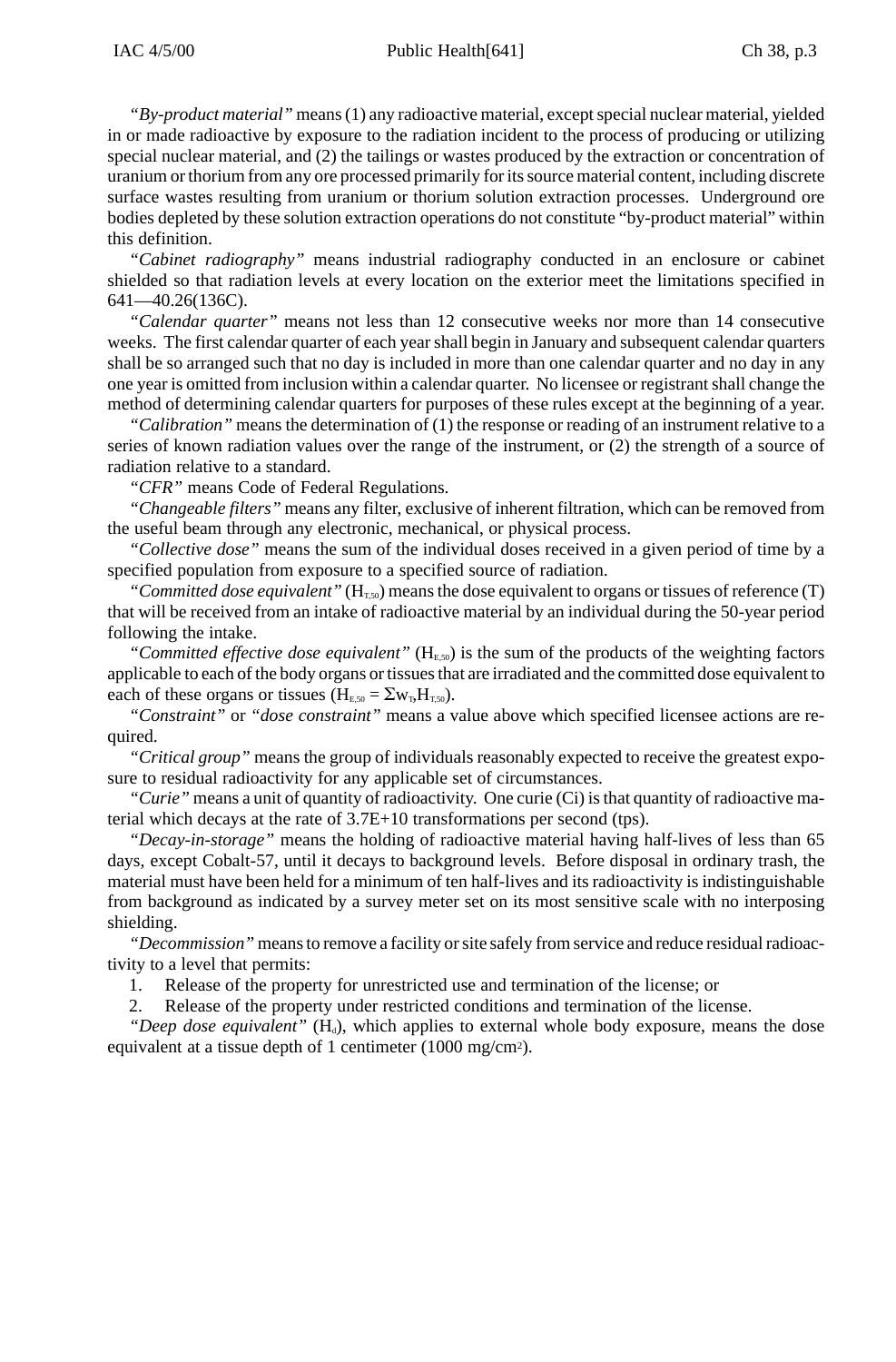"*By-product material*" means (1) any radioactive material, except special nuclear material, yielded in or made radioactive by exposure to the radiation incident to the process of producing or utilizing special nuclear material, and (2) the tailings or wastes produced by the extraction or concentration of uranium or thorium from any ore processed primarily for its source material content, including discrete surface wastes resulting from uranium or thorium solution extraction processes. Underground ore bodies depleted by these solution extraction operations do not constitute "by-product material" within this definition.

"*Cabinet radiography*" means industrial radiography conducted in an enclosure or cabinet shielded so that radiation levels at every location on the exterior meet the limitations specified in 641—40.26(136C).

"*Calendar quarter*" means not less than 12 consecutive weeks nor more than 14 consecutive weeks. The first calendar quarter of each year shall begin in January and subsequent calendar quarters shall be so arranged such that no day is included in more than one calendar quarter and no day in any one year is omitted from inclusion within a calendar quarter. No licensee or registrant shall change the method of determining calendar quarters for purposes of these rules except at the beginning of a year.

"*Calibration*" means the determination of (1) the response or reading of an instrument relative to a series of known radiation values over the range of the instrument, or (2) the strength of a source of radiation relative to a standard.

"*CFR*" means Code of Federal Regulations.

"*Changeable filters*" means any filter, exclusive of inherent filtration, which can be removed from the useful beam through any electronic, mechanical, or physical process.

"*Collective dose*" means the sum of the individual doses received in a given period of time by a specified population from exposure to a specified source of radiation.

"*Committed dose equivalent*" ($H_{T,50}$) means the dose equivalent to organs or tissues of reference (T) that will be received from an intake of radioactive material by an individual during the 50-year period following the intake.

"*Committed effective dose equivalent*" ($H_{E,50}$) is the sum of the products of the weighting factors applicable to each of the body organs or tissues that are irradiated and the committed dose equivalent to each of these organs or tissues ($H_{E,50} = \Sigma w_T H_{T,50}$).

"*Constraint*" or "*dose constraint*" means a value above which specified licensee actions are required.

"*Critical group*" means the group of individuals reasonably expected to receive the greatest exposure to residual radioactivity for any applicable set of circumstances.

"*Curie*" means a unit of quantity of radioactivity. One curie (Ci) is that quantity of radioactive material which decays at the rate of 3.7E+10 transformations per second (tps).

"*Decay-in-storage*" means the holding of radioactive material having half-lives of less than 65 days, except Cobalt-57, until it decays to background levels. Before disposal in ordinary trash, the material must have been held for a minimum of ten half-lives and its radioactivity is indistinguishable from background as indicated by a survey meter set on its most sensitive scale with no interposing shielding.

"*Decommission*" means to remove a facility or site safely from service and reduce residual radioactivity to a level that permits:

1. Release of the property for unrestricted use and termination of the license; or
2. Release of the property under restricted conditions and termination of the license.

"*Deep dose equivalent*" ($H_d$), which applies to external whole body exposure, means the dose equivalent at a tissue depth of 1 centimeter (1000 $mg/cm^2$).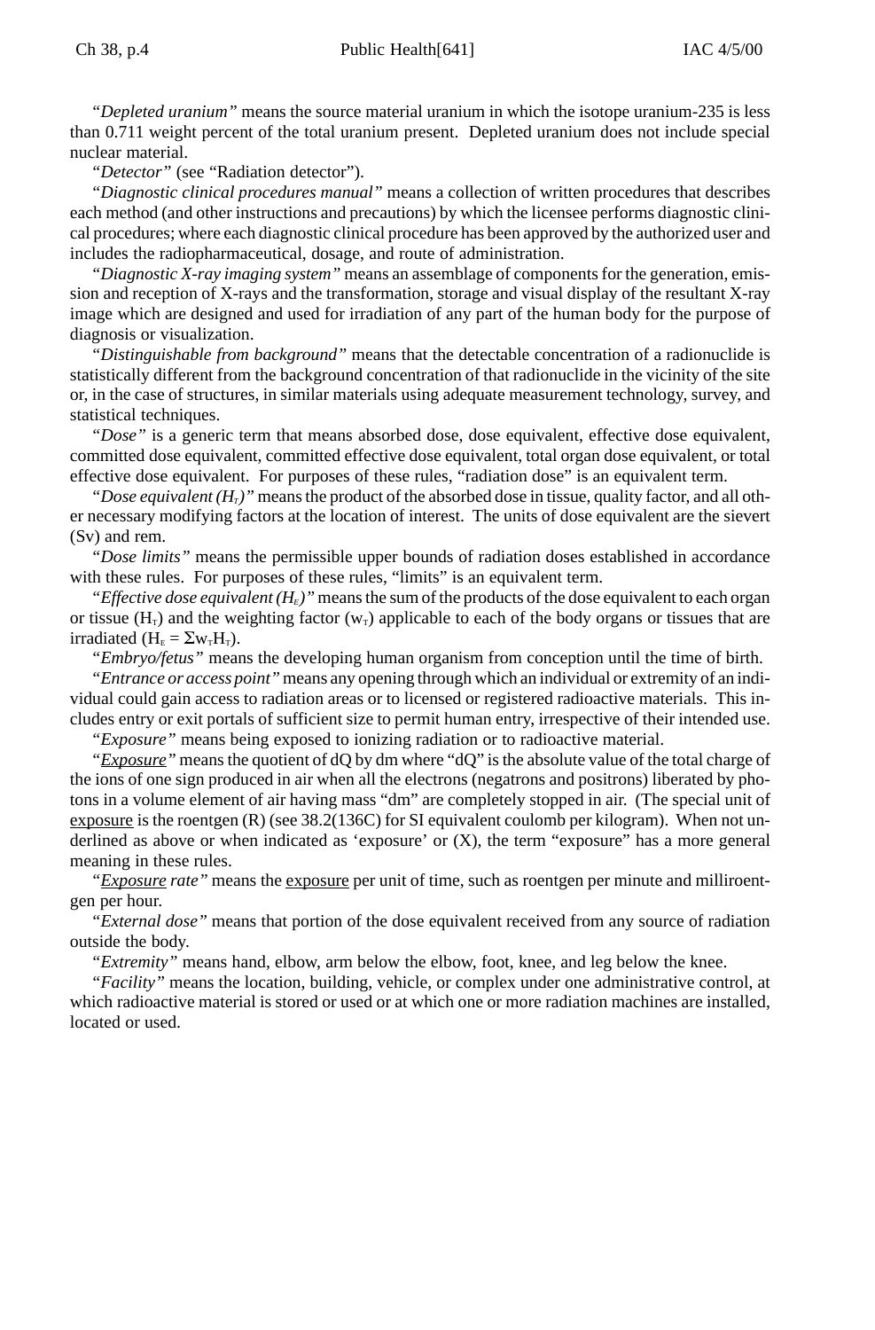"*Depleted uranium"* means the source material uranium in which the isotope uranium-235 is less than 0.711 weight percent of the total uranium present. Depleted uranium does not include special nuclear material.

"*Detector"* (see "Radiation detector").

"*Diagnostic clinical procedures manual"* means a collection of written procedures that describes each method (and other instructions and precautions) by which the licensee performs diagnostic clinical procedures; where each diagnostic clinical procedure has been approved by the authorized user and includes the radiopharmaceutical, dosage, and route of administration.

"*Diagnostic X-ray imaging system"* means an assemblage of components for the generation, emission and reception of X-rays and the transformation, storage and visual display of the resultant X-ray image which are designed and used for irradiation of any part of the human body for the purpose of diagnosis or visualization.

"*Distinguishable from background"* means that the detectable concentration of a radionuclide is statistically different from the background concentration of that radionuclide in the vicinity of the site or, in the case of structures, in similar materials using adequate measurement technology, survey, and statistical techniques.

"*Dose"* is a generic term that means absorbed dose, dose equivalent, effective dose equivalent, committed dose equivalent, committed effective dose equivalent, total organ dose equivalent, or total effective dose equivalent. For purposes of these rules, "radiation dose" is an equivalent term.

"*Dose equivalent ($H_T$)"* means the product of the absorbed dose in tissue, quality factor, and all other necessary modifying factors at the location of interest. The units of dose equivalent are the sievert (Sv) and rem.

"*Dose limits"* means the permissible upper bounds of radiation doses established in accordance with these rules. For purposes of these rules, "limits" is an equivalent term.

"*Effective dose equivalent ($H_E$)"* means the sum of the products of the dose equivalent to each organ or tissue ($H_T$) and the weighting factor ($w_T$) applicable to each of the body organs or tissues that are irradiated ($H_E = \Sigma w_T H_T$).

"*Embryo/fetus"* means the developing human organism from conception until the time of birth.

"*Entrance or access point"* means any opening through which an individual or extremity of an individual could gain access to radiation areas or to licensed or registered radioactive materials. This includes entry or exit portals of sufficient size to permit human entry, irrespective of their intended use.

"*Exposure"* means being exposed to ionizing radiation or to radioactive material.

"<u>*Exposure*</u>*"* means the quotient of dQ by dm where "dQ" is the absolute value of the total charge of the ions of one sign produced in air when all the electrons (negatrons and positrons) liberated by photons in a volume element of air having mass "dm" are completely stopped in air. (The special unit of <u>exposure</u> is the roentgen (R) (see 38.2(136C) for SI equivalent coulomb per kilogram). When not underlined as above or when indicated as 'exposure' or (X), the term "exposure" has a more general meaning in these rules.

"<u>*Exposure*</u> *rate"* means the <u>exposure</u> per unit of time, such as roentgen per minute and milliroentgen per hour.

"*External dose"* means that portion of the dose equivalent received from any source of radiation outside the body.

"*Extremity"* means hand, elbow, arm below the elbow, foot, knee, and leg below the knee.

"*Facility"* means the location, building, vehicle, or complex under one administrative control, at which radioactive material is stored or used or at which one or more radiation machines are installed, located or used.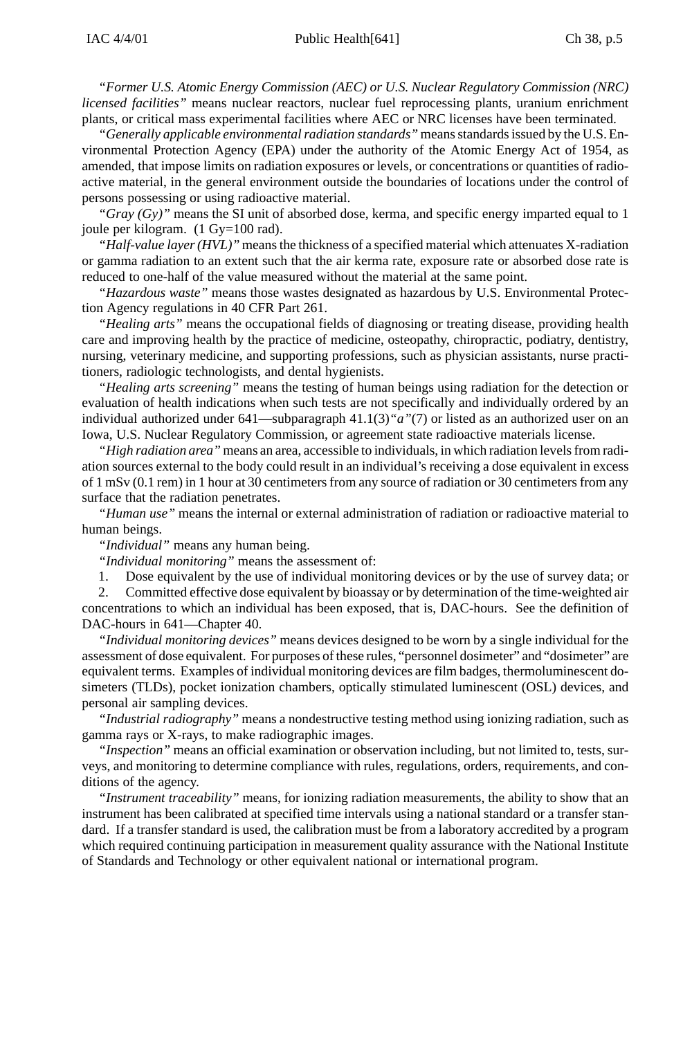"*Former U.S. Atomic Energy Commission (AEC) or U.S. Nuclear Regulatory Commission (NRC) licensed facilities*" means nuclear reactors, nuclear fuel reprocessing plants, uranium enrichment plants, or critical mass experimental facilities where AEC or NRC licenses have been terminated.

"*Generally applicable environmental radiation standards*" means standards issued by the U.S. Environmental Protection Agency (EPA) under the authority of the Atomic Energy Act of 1954, as amended, that impose limits on radiation exposures or levels, or concentrations or quantities of radioactive material, in the general environment outside the boundaries of locations under the control of persons possessing or using radioactive material.

"*Gray (Gy)*" means the SI unit of absorbed dose, kerma, and specific energy imparted equal to 1 joule per kilogram. (1 Gy=100 rad).

"*Half-value layer (HVL)*" means the thickness of a specified material which attenuates X-radiation or gamma radiation to an extent such that the air kerma rate, exposure rate or absorbed dose rate is reduced to one-half of the value measured without the material at the same point.

"*Hazardous waste*" means those wastes designated as hazardous by U.S. Environmental Protection Agency regulations in 40 CFR Part 261.

"*Healing arts*" means the occupational fields of diagnosing or treating disease, providing health care and improving health by the practice of medicine, osteopathy, chiropractic, podiatry, dentistry, nursing, veterinary medicine, and supporting professions, such as physician assistants, nurse practitioners, radiologic technologists, and dental hygienists.

"*Healing arts screening*" means the testing of human beings using radiation for the detection or evaluation of health indications when such tests are not specifically and individually ordered by an individual authorized under 641—subparagraph 41.1(3)"*a*"(7) or listed as an authorized user on an Iowa, U.S. Nuclear Regulatory Commission, or agreement state radioactive materials license.

"*High radiation area*" means an area, accessible to individuals, in which radiation levels from radiation sources external to the body could result in an individual's receiving a dose equivalent in excess of 1 mSv (0.1 rem) in 1 hour at 30 centimeters from any source of radiation or 30 centimeters from any surface that the radiation penetrates.

"*Human use*" means the internal or external administration of radiation or radioactive material to human beings.

"*Individual*" means any human being.

"*Individual monitoring*" means the assessment of:

1. Dose equivalent by the use of individual monitoring devices or by the use of survey data; or
2. Committed effective dose equivalent by bioassay or by determination of the time-weighted air concentrations to which an individual has been exposed, that is, DAC-hours. See the definition of DAC-hours in 641—Chapter 40.

"*Individual monitoring devices*" means devices designed to be worn by a single individual for the assessment of dose equivalent. For purposes of these rules, "personnel dosimeter" and "dosimeter" are equivalent terms. Examples of individual monitoring devices are film badges, thermoluminescent dosimeters (TLDs), pocket ionization chambers, optically stimulated luminescent (OSL) devices, and personal air sampling devices.

"*Industrial radiography*" means a nondestructive testing method using ionizing radiation, such as gamma rays or X-rays, to make radiographic images.

"*Inspection*" means an official examination or observation including, but not limited to, tests, surveys, and monitoring to determine compliance with rules, regulations, orders, requirements, and conditions of the agency.

"*Instrument traceability*" means, for ionizing radiation measurements, the ability to show that an instrument has been calibrated at specified time intervals using a national standard or a transfer standard. If a transfer standard is used, the calibration must be from a laboratory accredited by a program which required continuing participation in measurement quality assurance with the National Institute of Standards and Technology or other equivalent national or international program.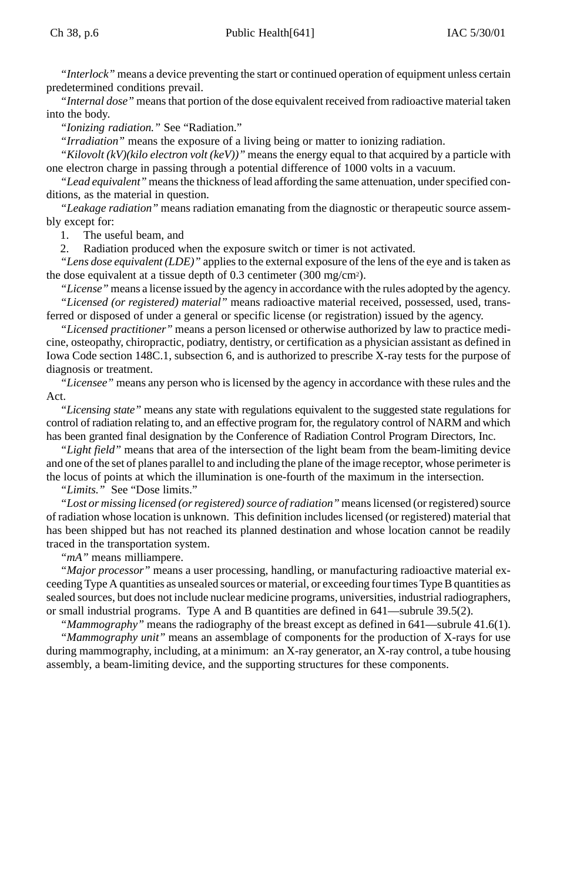*"Interlock"* means a device preventing the start or continued operation of equipment unless certain predetermined conditions prevail.

*"Internal dose"* means that portion of the dose equivalent received from radioactive material taken into the body.

*"Ionizing radiation."* See "Radiation."

*"Irradiation"* means the exposure of a living being or matter to ionizing radiation.

*"Kilovolt (kV)(kilo electron volt (keV))"* means the energy equal to that acquired by a particle with one electron charge in passing through a potential difference of 1000 volts in a vacuum.

*"Lead equivalent"* means the thickness of lead affording the same attenuation, under specified conditions, as the material in question.

*"Leakage radiation"* means radiation emanating from the diagnostic or therapeutic source assembly except for:

1. The useful beam, and
2. Radiation produced when the exposure switch or timer is not activated.

*"Lens dose equivalent (LDE)"* applies to the external exposure of the lens of the eye and is taken as the dose equivalent at a tissue depth of 0.3 centimeter (300 mg/cm$^2$).

*"License"* means a license issued by the agency in accordance with the rules adopted by the agency.

*"Licensed (or registered) material"* means radioactive material received, possessed, used, transferred or disposed of under a general or specific license (or registration) issued by the agency.

*"Licensed practitioner"* means a person licensed or otherwise authorized by law to practice medicine, osteopathy, chiropractic, podiatry, dentistry, or certification as a physician assistant as defined in Iowa Code section 148C.1, subsection 6, and is authorized to prescribe X-ray tests for the purpose of diagnosis or treatment.

*"Licensee"* means any person who is licensed by the agency in accordance with these rules and the Act.

*"Licensing state"* means any state with regulations equivalent to the suggested state regulations for control of radiation relating to, and an effective program for, the regulatory control of NARM and which has been granted final designation by the Conference of Radiation Control Program Directors, Inc.

*"Light field"* means that area of the intersection of the light beam from the beam-limiting device and one of the set of planes parallel to and including the plane of the image receptor, whose perimeter is the locus of points at which the illumination is one-fourth of the maximum in the intersection.

*"Limits."* See "Dose limits."

*"Lost or missing licensed (or registered) source of radiation"* means licensed (or registered) source of radiation whose location is unknown. This definition includes licensed (or registered) material that has been shipped but has not reached its planned destination and whose location cannot be readily traced in the transportation system.

*"mA"* means milliampere.

*"Major processor"* means a user processing, handling, or manufacturing radioactive material exceeding Type A quantities as unsealed sources or material, or exceeding four times Type B quantities as sealed sources, but does not include nuclear medicine programs, universities, industrial radiographers, or small industrial programs. Type A and B quantities are defined in 641—subrule 39.5(2).

*"Mammography"* means the radiography of the breast except as defined in 641—subrule 41.6(1).

*"Mammography unit"* means an assemblage of components for the production of X-rays for use during mammography, including, at a minimum: an X-ray generator, an X-ray control, a tube housing assembly, a beam-limiting device, and the supporting structures for these components.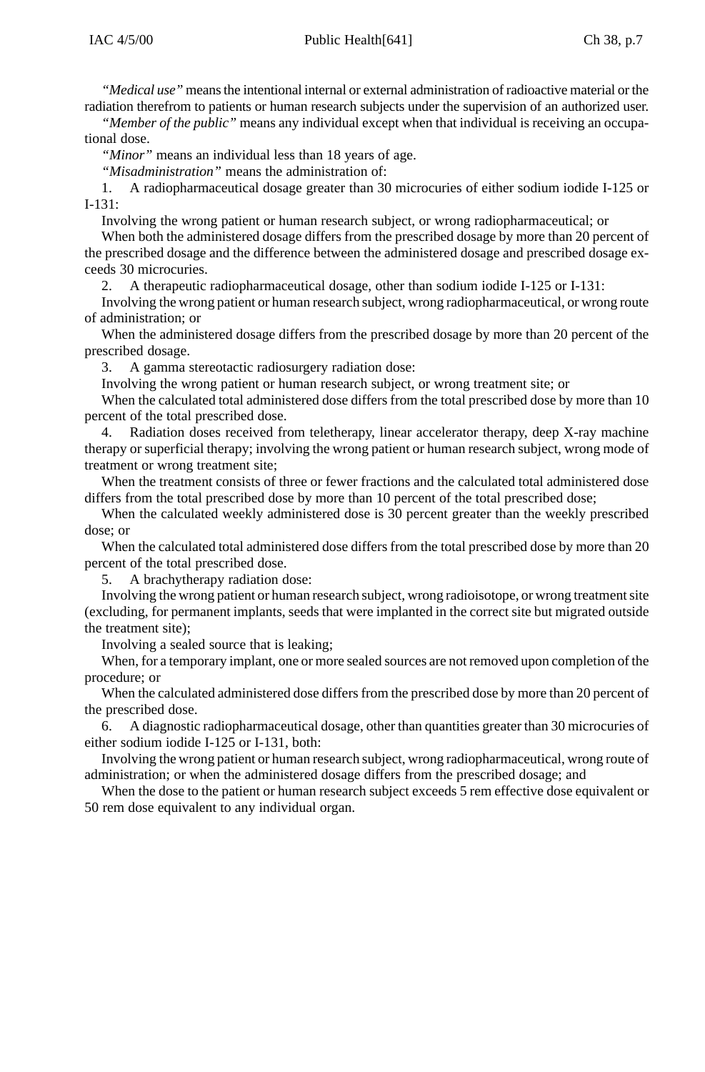*"Medical use"* means the intentional internal or external administration of radioactive material or the radiation therefrom to patients or human research subjects under the supervision of an authorized user.

*"Member of the public"* means any individual except when that individual is receiving an occupational dose.

*"Minor"* means an individual less than 18 years of age.

*"Misadministration"* means the administration of:

1. A radiopharmaceutical dosage greater than 30 microcuries of either sodium iodide I-125 or I-131:

Involving the wrong patient or human research subject, or wrong radiopharmaceutical; or

When both the administered dosage differs from the prescribed dosage by more than 20 percent of the prescribed dosage and the difference between the administered dosage and prescribed dosage exceeds 30 microcuries.

2. A therapeutic radiopharmaceutical dosage, other than sodium iodide I-125 or I-131:

Involving the wrong patient or human research subject, wrong radiopharmaceutical, or wrong route of administration; or

When the administered dosage differs from the prescribed dosage by more than 20 percent of the prescribed dosage.

3. A gamma stereotactic radiosurgery radiation dose:

Involving the wrong patient or human research subject, or wrong treatment site; or

When the calculated total administered dose differs from the total prescribed dose by more than 10 percent of the total prescribed dose.

4. Radiation doses received from teletherapy, linear accelerator therapy, deep X-ray machine therapy or superficial therapy; involving the wrong patient or human research subject, wrong mode of treatment or wrong treatment site;

When the treatment consists of three or fewer fractions and the calculated total administered dose differs from the total prescribed dose by more than 10 percent of the total prescribed dose;

When the calculated weekly administered dose is 30 percent greater than the weekly prescribed dose; or

When the calculated total administered dose differs from the total prescribed dose by more than 20 percent of the total prescribed dose.

5. A brachytherapy radiation dose:

Involving the wrong patient or human research subject, wrong radioisotope, or wrong treatment site (excluding, for permanent implants, seeds that were implanted in the correct site but migrated outside the treatment site);

Involving a sealed source that is leaking;

When, for a temporary implant, one or more sealed sources are not removed upon completion of the procedure; or

When the calculated administered dose differs from the prescribed dose by more than 20 percent of the prescribed dose.

6. A diagnostic radiopharmaceutical dosage, other than quantities greater than 30 microcuries of either sodium iodide I-125 or I-131, both:

Involving the wrong patient or human research subject, wrong radiopharmaceutical, wrong route of administration; or when the administered dosage differs from the prescribed dosage; and

When the dose to the patient or human research subject exceeds 5 rem effective dose equivalent or 50 rem dose equivalent to any individual organ.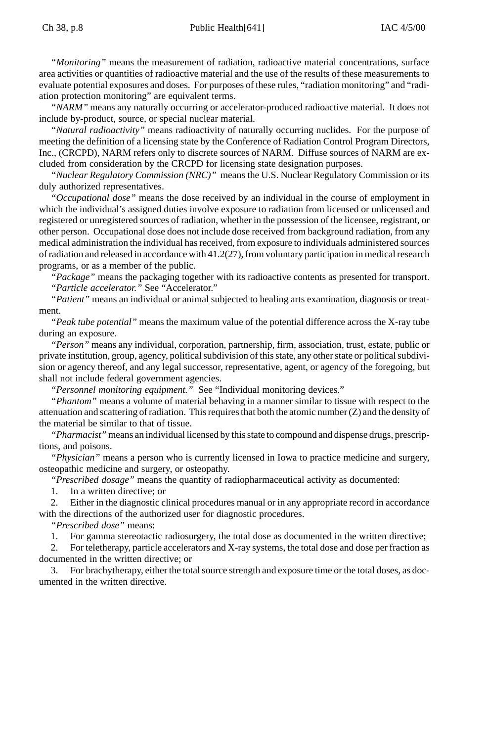"*Monitoring*" means the measurement of radiation, radioactive material concentrations, surface area activities or quantities of radioactive material and the use of the results of these measurements to evaluate potential exposures and doses. For purposes of these rules, "radiation monitoring" and "radiation protection monitoring" are equivalent terms.

"*NARM*" means any naturally occurring or accelerator-produced radioactive material. It does not include by-product, source, or special nuclear material.

"*Natural radioactivity*" means radioactivity of naturally occurring nuclides. For the purpose of meeting the definition of a licensing state by the Conference of Radiation Control Program Directors, Inc., (CRCPD), NARM refers only to discrete sources of NARM. Diffuse sources of NARM are excluded from consideration by the CRCPD for licensing state designation purposes.

"*Nuclear Regulatory Commission (NRC)*" means the U.S. Nuclear Regulatory Commission or its duly authorized representatives.

"*Occupational dose*" means the dose received by an individual in the course of employment in which the individual's assigned duties involve exposure to radiation from licensed or unlicensed and registered or unregistered sources of radiation, whether in the possession of the licensee, registrant, or other person. Occupational dose does not include dose received from background radiation, from any medical administration the individual has received, from exposure to individuals administered sources of radiation and released in accordance with 41.2(27), from voluntary participation in medical research programs, or as a member of the public.

"*Package*" means the packaging together with its radioactive contents as presented for transport.

"*Particle accelerator.*" See "Accelerator."

"*Patient*" means an individual or animal subjected to healing arts examination, diagnosis or treatment.

"*Peak tube potential*" means the maximum value of the potential difference across the X-ray tube during an exposure.

"*Person*" means any individual, corporation, partnership, firm, association, trust, estate, public or private institution, group, agency, political subdivision of this state, any other state or political subdivision or agency thereof, and any legal successor, representative, agent, or agency of the foregoing, but shall not include federal government agencies.

"*Personnel monitoring equipment.*" See "Individual monitoring devices."

"*Phantom*" means a volume of material behaving in a manner similar to tissue with respect to the attenuation and scattering of radiation. This requires that both the atomic number (Z) and the density of the material be similar to that of tissue.

"*Pharmacist*" means an individual licensed by this state to compound and dispense drugs, prescriptions, and poisons.

"*Physician*" means a person who is currently licensed in Iowa to practice medicine and surgery, osteopathic medicine and surgery, or osteopathy.

"*Prescribed dosage*" means the quantity of radiopharmaceutical activity as documented:

1. In a written directive; or

2. Either in the diagnostic clinical procedures manual or in any appropriate record in accordance with the directions of the authorized user for diagnostic procedures.

"*Prescribed dose*" means:

1. For gamma stereotactic radiosurgery, the total dose as documented in the written directive;

2. For teletherapy, particle accelerators and X-ray systems, the total dose and dose per fraction as documented in the written directive; or

3. For brachytherapy, either the total source strength and exposure time or the total doses, as documented in the written directive.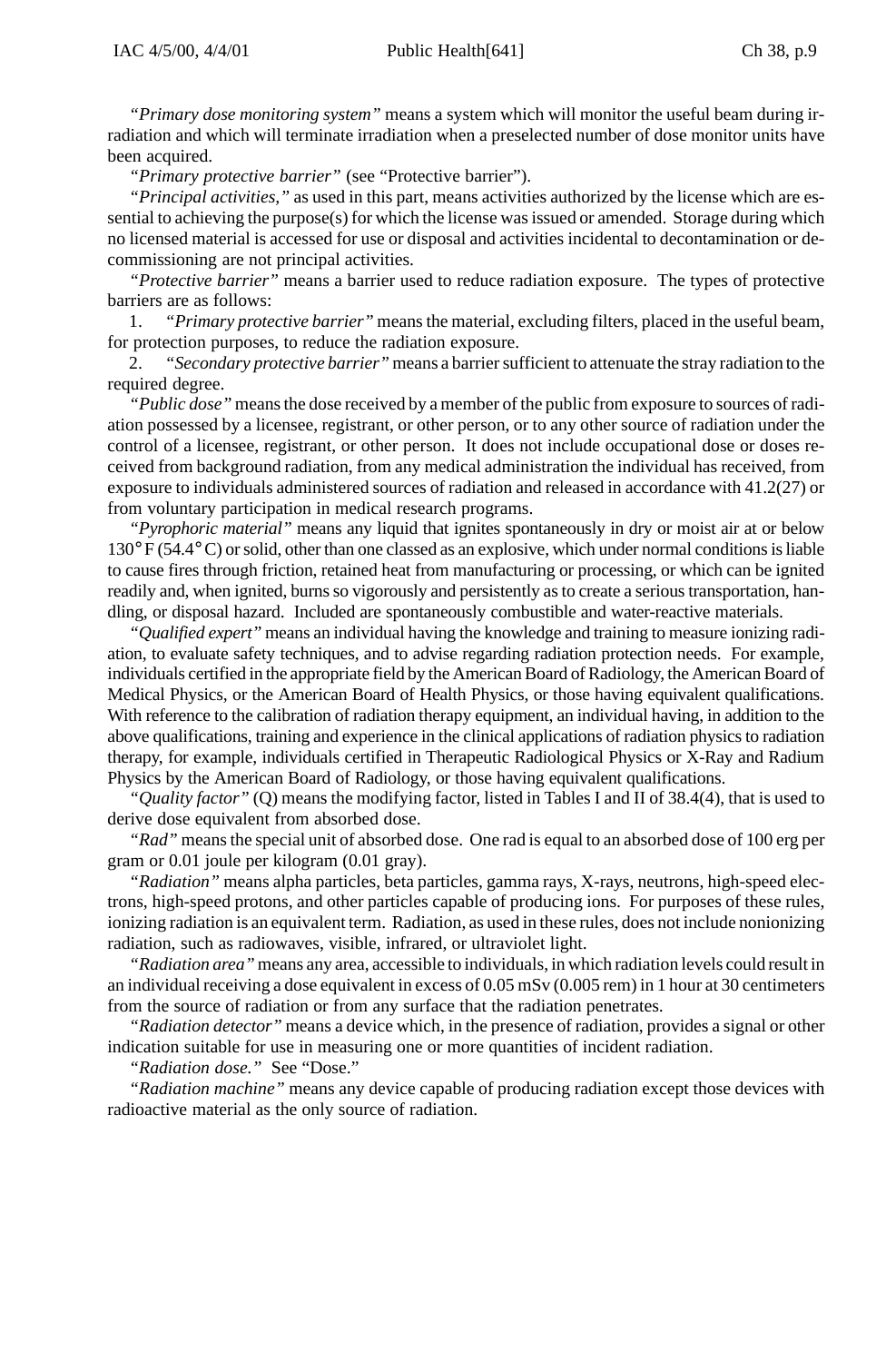*"Primary dose monitoring system"* means a system which will monitor the useful beam during irradiation and which will terminate irradiation when a preselected number of dose monitor units have been acquired.

*"Primary protective barrier"* (see "Protective barrier").

*"Principal activities,"* as used in this part, means activities authorized by the license which are essential to achieving the purpose(s) for which the license was issued or amended. Storage during which no licensed material is accessed for use or disposal and activities incidental to decontamination or decommissioning are not principal activities.

*"Protective barrier"* means a barrier used to reduce radiation exposure. The types of protective barriers are as follows:

1. *"Primary protective barrier"* means the material, excluding filters, placed in the useful beam, for protection purposes, to reduce the radiation exposure.
2. *"Secondary protective barrier"* means a barrier sufficient to attenuate the stray radiation to the required degree.

*"Public dose"* means the dose received by a member of the public from exposure to sources of radiation possessed by a licensee, registrant, or other person, or to any other source of radiation under the control of a licensee, registrant, or other person. It does not include occupational dose or doses received from background radiation, from any medical administration the individual has received, from exposure to individuals administered sources of radiation and released in accordance with 41.2(27) or from voluntary participation in medical research programs.

*"Pyrophoric material"* means any liquid that ignites spontaneously in dry or moist air at or below 130°F (54.4°C) or solid, other than one classed as an explosive, which under normal conditions is liable to cause fires through friction, retained heat from manufacturing or processing, or which can be ignited readily and, when ignited, burns so vigorously and persistently as to create a serious transportation, handling, or disposal hazard. Included are spontaneously combustible and water-reactive materials.

*"Qualified expert"* means an individual having the knowledge and training to measure ionizing radiation, to evaluate safety techniques, and to advise regarding radiation protection needs. For example, individuals certified in the appropriate field by the American Board of Radiology, the American Board of Medical Physics, or the American Board of Health Physics, or those having equivalent qualifications. With reference to the calibration of radiation therapy equipment, an individual having, in addition to the above qualifications, training and experience in the clinical applications of radiation physics to radiation therapy, for example, individuals certified in Therapeutic Radiological Physics or X-Ray and Radium Physics by the American Board of Radiology, or those having equivalent qualifications.

*"Quality factor"* (Q) means the modifying factor, listed in Tables I and II of 38.4(4), that is used to derive dose equivalent from absorbed dose.

*"Rad"* means the special unit of absorbed dose. One rad is equal to an absorbed dose of 100 erg per gram or 0.01 joule per kilogram (0.01 gray).

*"Radiation"* means alpha particles, beta particles, gamma rays, X-rays, neutrons, high-speed electrons, high-speed protons, and other particles capable of producing ions. For purposes of these rules, ionizing radiation is an equivalent term. Radiation, as used in these rules, does not include nonionizing radiation, such as radiowaves, visible, infrared, or ultraviolet light.

*"Radiation area"* means any area, accessible to individuals, in which radiation levels could result in an individual receiving a dose equivalent in excess of 0.05 mSv (0.005 rem) in 1 hour at 30 centimeters from the source of radiation or from any surface that the radiation penetrates.

*"Radiation detector"* means a device which, in the presence of radiation, provides a signal or other indication suitable for use in measuring one or more quantities of incident radiation.

*"Radiation dose."* See "Dose."

*"Radiation machine"* means any device capable of producing radiation except those devices with radioactive material as the only source of radiation.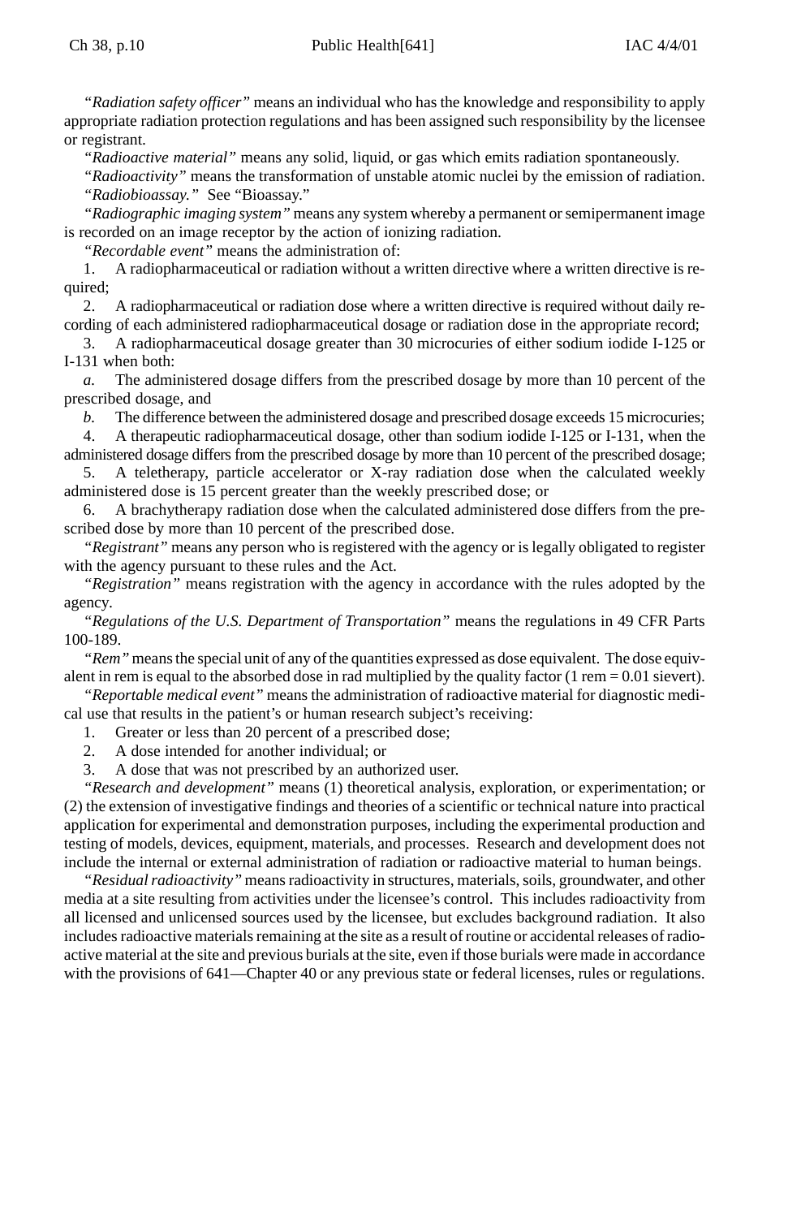*"Radiation safety officer"* means an individual who has the knowledge and responsibility to apply appropriate radiation protection regulations and has been assigned such responsibility by the licensee or registrant.

*"Radioactive material"* means any solid, liquid, or gas which emits radiation spontaneously.

*"Radioactivity"* means the transformation of unstable atomic nuclei by the emission of radiation.

*"Radiobioassay."* See "Bioassay."

*"Radiographic imaging system"* means any system whereby a permanent or semipermanent image is recorded on an image receptor by the action of ionizing radiation.

*"Recordable event"* means the administration of:

1. A radiopharmaceutical or radiation without a written directive where a written directive is required;
2. A radiopharmaceutical or radiation dose where a written directive is required without daily recording of each administered radiopharmaceutical dosage or radiation dose in the appropriate record;
3. A radiopharmaceutical dosage greater than 30 microcuries of either sodium iodide I-125 or I-131 when both:

   *a.* The administered dosage differs from the prescribed dosage by more than 10 percent of the prescribed dosage, and

   *b.* The difference between the administered dosage and prescribed dosage exceeds 15 microcuries;
4. A therapeutic radiopharmaceutical dosage, other than sodium iodide I-125 or I-131, when the administered dosage differs from the prescribed dosage by more than 10 percent of the prescribed dosage;
5. A teletherapy, particle accelerator or X-ray radiation dose when the calculated weekly administered dose is 15 percent greater than the weekly prescribed dose; or
6. A brachytherapy radiation dose when the calculated administered dose differs from the prescribed dose by more than 10 percent of the prescribed dose.

*"Registrant"* means any person who is registered with the agency or is legally obligated to register with the agency pursuant to these rules and the Act.

*"Registration"* means registration with the agency in accordance with the rules adopted by the agency.

*"Regulations of the U.S. Department of Transportation"* means the regulations in 49 CFR Parts 100-189.

*"Rem"* means the special unit of any of the quantities expressed as dose equivalent. The dose equivalent in rem is equal to the absorbed dose in rad multiplied by the quality factor (1 rem = 0.01 sievert).

*"Reportable medical event"* means the administration of radioactive material for diagnostic medical use that results in the patient's or human research subject's receiving:

1. Greater or less than 20 percent of a prescribed dose;
2. A dose intended for another individual; or
3. A dose that was not prescribed by an authorized user.

*"Research and development"* means (1) theoretical analysis, exploration, or experimentation; or (2) the extension of investigative findings and theories of a scientific or technical nature into practical application for experimental and demonstration purposes, including the experimental production and testing of models, devices, equipment, materials, and processes. Research and development does not include the internal or external administration of radiation or radioactive material to human beings.

*"Residual radioactivity"* means radioactivity in structures, materials, soils, groundwater, and other media at a site resulting from activities under the licensee's control. This includes radioactivity from all licensed and unlicensed sources used by the licensee, but excludes background radiation. It also includes radioactive materials remaining at the site as a result of routine or accidental releases of radioactive material at the site and previous burials at the site, even if those burials were made in accordance with the provisions of 641—Chapter 40 or any previous state or federal licenses, rules or regulations.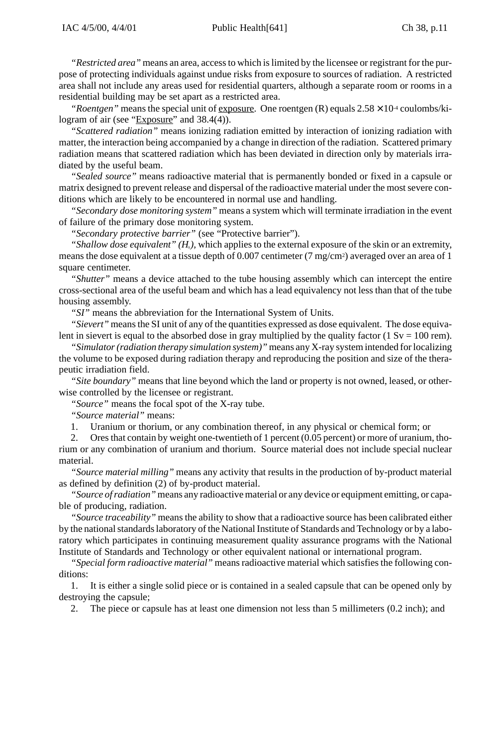"*Restricted area*" means an area, access to which is limited by the licensee or registrant for the purpose of protecting individuals against undue risks from exposure to sources of radiation. A restricted area shall not include any areas used for residential quarters, although a separate room or rooms in a residential building may be set apart as a restricted area.

"*Roentgen*" means the special unit of exposure. One roentgen (R) equals $2.58 \times 10^{-4}$ coulombs/kilogram of air (see "Exposure" and 38.4(4)).

"*Scattered radiation*" means ionizing radiation emitted by interaction of ionizing radiation with matter, the interaction being accompanied by a change in direction of the radiation. Scattered primary radiation means that scattered radiation which has been deviated in direction only by materials irradiated by the useful beam.

"*Sealed source*" means radioactive material that is permanently bonded or fixed in a capsule or matrix designed to prevent release and dispersal of the radioactive material under the most severe conditions which are likely to be encountered in normal use and handling.

"*Secondary dose monitoring system*" means a system which will terminate irradiation in the event of failure of the primary dose monitoring system.

"*Secondary protective barrier*" (see "Protective barrier").

"*Shallow dose equivalent*" *($H_s$)*, which applies to the external exposure of the skin or an extremity, means the dose equivalent at a tissue depth of 0.007 centimeter (7 mg/cm$^2$) averaged over an area of 1 square centimeter.

"*Shutter*" means a device attached to the tube housing assembly which can intercept the entire cross-sectional area of the useful beam and which has a lead equivalency not less than that of the tube housing assembly.

"*SI*" means the abbreviation for the International System of Units.

"*Sievert*" means the SI unit of any of the quantities expressed as dose equivalent. The dose equivalent in sievert is equal to the absorbed dose in gray multiplied by the quality factor (1 Sv = 100 rem).

"*Simulator (radiation therapy simulation system)*" means any X-ray system intended for localizing the volume to be exposed during radiation therapy and reproducing the position and size of the therapeutic irradiation field.

"*Site boundary*" means that line beyond which the land or property is not owned, leased, or otherwise controlled by the licensee or registrant.

"*Source*" means the focal spot of the X-ray tube.

"*Source material*" means:

1. Uranium or thorium, or any combination thereof, in any physical or chemical form; or
2. Ores that contain by weight one-twentieth of 1 percent (0.05 percent) or more of uranium, thorium or any combination of uranium and thorium. Source material does not include special nuclear material.

"*Source material milling*" means any activity that results in the production of by-product material as defined by definition (2) of by-product material.

"*Source of radiation*" means any radioactive material or any device or equipment emitting, or capable of producing, radiation.

"*Source traceability*" means the ability to show that a radioactive source has been calibrated either by the national standards laboratory of the National Institute of Standards and Technology or by a laboratory which participates in continuing measurement quality assurance programs with the National Institute of Standards and Technology or other equivalent national or international program.

"*Special form radioactive material*" means radioactive material which satisfies the following conditions:

1. It is either a single solid piece or is contained in a sealed capsule that can be opened only by destroying the capsule;
2. The piece or capsule has at least one dimension not less than 5 millimeters (0.2 inch); and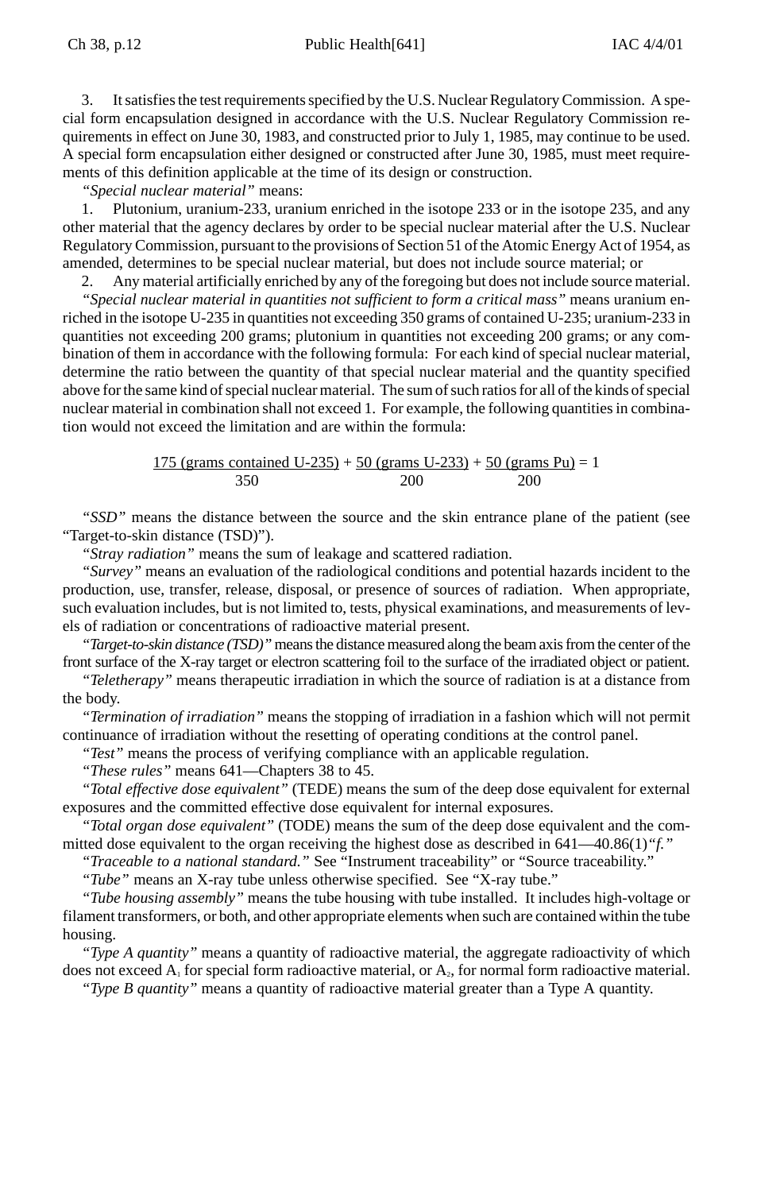3. It satisfies the test requirements specified by the U.S. Nuclear Regulatory Commission. A special form encapsulation designed in accordance with the U.S. Nuclear Regulatory Commission requirements in effect on June 30, 1983, and constructed prior to July 1, 1985, may continue to be used. A special form encapsulation either designed or constructed after June 30, 1985, must meet requirements of this definition applicable at the time of its design or construction.

*"Special nuclear material"* means:

1. Plutonium, uranium-233, uranium enriched in the isotope 233 or in the isotope 235, and any other material that the agency declares by order to be special nuclear material after the U.S. Nuclear Regulatory Commission, pursuant to the provisions of Section 51 of the Atomic Energy Act of 1954, as amended, determines to be special nuclear material, but does not include source material; or

2. Any material artificially enriched by any of the foregoing but does not include source material.

*"Special nuclear material in quantities not sufficient to form a critical mass"* means uranium enriched in the isotope U-235 in quantities not exceeding 350 grams of contained U-235; uranium-233 in quantities not exceeding 200 grams; plutonium in quantities not exceeding 200 grams; or any combination of them in accordance with the following formula: For each kind of special nuclear material, determine the ratio between the quantity of that special nuclear material and the quantity specified above for the same kind of special nuclear material. The sum of such ratios for all of the kinds of special nuclear material in combination shall not exceed 1. For example, the following quantities in combination would not exceed the limitation and are within the formula:

$$\frac{175 \text{ (grams contained U-235)}}{350} + \frac{50 \text{ (grams U-233)}}{200} + \frac{50 \text{ (grams Pu)}}{200} = 1$$

*"SSD"* means the distance between the source and the skin entrance plane of the patient (see "Target-to-skin distance (TSD)").

*"Stray radiation"* means the sum of leakage and scattered radiation.

*"Survey"* means an evaluation of the radiological conditions and potential hazards incident to the production, use, transfer, release, disposal, or presence of sources of radiation. When appropriate, such evaluation includes, but is not limited to, tests, physical examinations, and measurements of levels of radiation or concentrations of radioactive material present.

*"Target-to-skin distance (TSD)"* means the distance measured along the beam axis from the center of the front surface of the X-ray target or electron scattering foil to the surface of the irradiated object or patient.

*"Teletherapy"* means therapeutic irradiation in which the source of radiation is at a distance from the body.

*"Termination of irradiation"* means the stopping of irradiation in a fashion which will not permit continuance of irradiation without the resetting of operating conditions at the control panel.

*"Test"* means the process of verifying compliance with an applicable regulation.

*"These rules"* means 641—Chapters 38 to 45.

*"Total effective dose equivalent"* (TEDE) means the sum of the deep dose equivalent for external exposures and the committed effective dose equivalent for internal exposures.

*"Total organ dose equivalent"* (TODE) means the sum of the deep dose equivalent and the committed dose equivalent to the organ receiving the highest dose as described in 641—40.86(1)*"f."*

*"Traceable to a national standard."* See "Instrument traceability" or "Source traceability."

*"Tube"* means an X-ray tube unless otherwise specified. See "X-ray tube."

*"Tube housing assembly"* means the tube housing with tube installed. It includes high-voltage or filament transformers, or both, and other appropriate elements when such are contained within the tube housing.

*"Type A quantity"* means a quantity of radioactive material, the aggregate radioactivity of which does not exceed $A_1$ for special form radioactive material, or $A_2$, for normal form radioactive material.

*"Type B quantity"* means a quantity of radioactive material greater than a Type A quantity.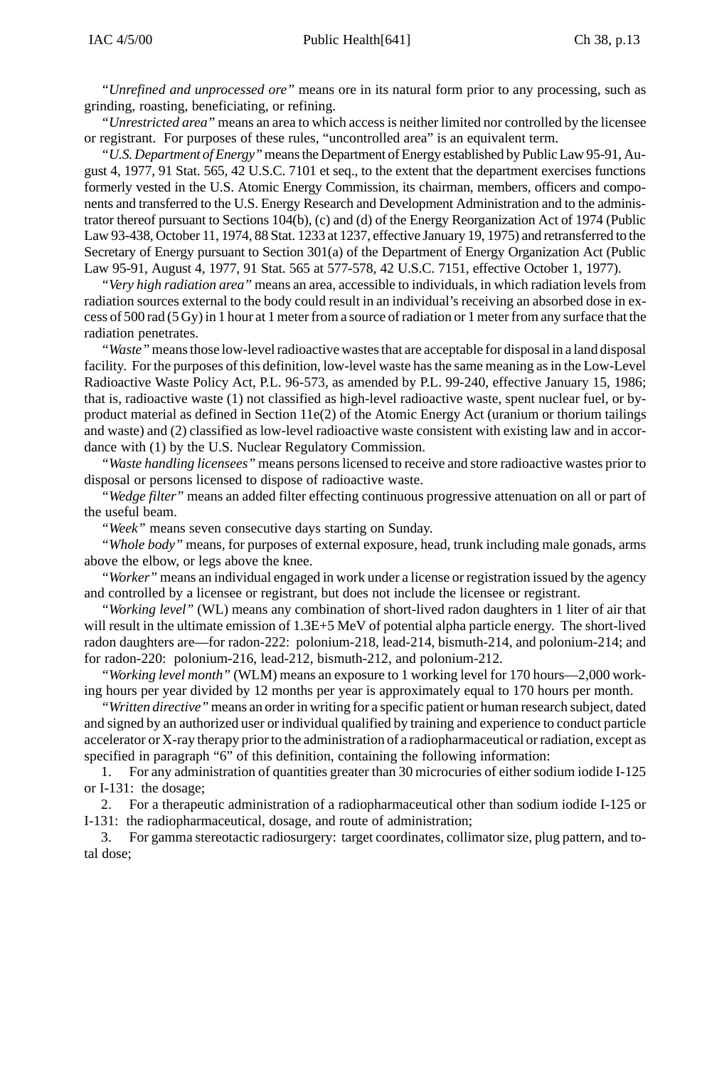"*Unrefined and unprocessed ore*" means ore in its natural form prior to any processing, such as grinding, roasting, beneficiating, or refining.

"*Unrestricted area*" means an area to which access is neither limited nor controlled by the licensee or registrant. For purposes of these rules, "uncontrolled area" is an equivalent term.

"*U.S. Department of Energy*" means the Department of Energy established by Public Law 95-91, August 4, 1977, 91 Stat. 565, 42 U.S.C. 7101 et seq., to the extent that the department exercises functions formerly vested in the U.S. Atomic Energy Commission, its chairman, members, officers and components and transferred to the U.S. Energy Research and Development Administration and to the administrator thereof pursuant to Sections 104(b), (c) and (d) of the Energy Reorganization Act of 1974 (Public Law 93-438, October 11, 1974, 88 Stat. 1233 at 1237, effective January 19, 1975) and retransferred to the Secretary of Energy pursuant to Section 301(a) of the Department of Energy Organization Act (Public Law 95-91, August 4, 1977, 91 Stat. 565 at 577-578, 42 U.S.C. 7151, effective October 1, 1977).

"*Very high radiation area*" means an area, accessible to individuals, in which radiation levels from radiation sources external to the body could result in an individual's receiving an absorbed dose in excess of 500 rad (5 Gy) in 1 hour at 1 meter from a source of radiation or 1 meter from any surface that the radiation penetrates.

"*Waste*" means those low-level radioactive wastes that are acceptable for disposal in a land disposal facility. For the purposes of this definition, low-level waste has the same meaning as in the Low-Level Radioactive Waste Policy Act, P.L. 96-573, as amended by P.L. 99-240, effective January 15, 1986; that is, radioactive waste (1) not classified as high-level radioactive waste, spent nuclear fuel, or byproduct material as defined in Section 11e(2) of the Atomic Energy Act (uranium or thorium tailings and waste) and (2) classified as low-level radioactive waste consistent with existing law and in accordance with (1) by the U.S. Nuclear Regulatory Commission.

"*Waste handling licensees*" means persons licensed to receive and store radioactive wastes prior to disposal or persons licensed to dispose of radioactive waste.

"*Wedge filter*" means an added filter effecting continuous progressive attenuation on all or part of the useful beam.

"*Week*" means seven consecutive days starting on Sunday.

"*Whole body*" means, for purposes of external exposure, head, trunk including male gonads, arms above the elbow, or legs above the knee.

"*Worker*" means an individual engaged in work under a license or registration issued by the agency and controlled by a licensee or registrant, but does not include the licensee or registrant.

"*Working level*" (WL) means any combination of short-lived radon daughters in 1 liter of air that will result in the ultimate emission of 1.3E+5 MeV of potential alpha particle energy. The short-lived radon daughters are—for radon-222: polonium-218, lead-214, bismuth-214, and polonium-214; and for radon-220: polonium-216, lead-212, bismuth-212, and polonium-212.

"*Working level month*" (WLM) means an exposure to 1 working level for 170 hours—2,000 working hours per year divided by 12 months per year is approximately equal to 170 hours per month.

"*Written directive*" means an order in writing for a specific patient or human research subject, dated and signed by an authorized user or individual qualified by training and experience to conduct particle accelerator or X-ray therapy prior to the administration of a radiopharmaceutical or radiation, except as specified in paragraph "6" of this definition, containing the following information:

1. For any administration of quantities greater than 30 microcuries of either sodium iodide I-125 or I-131: the dosage;

2. For a therapeutic administration of a radiopharmaceutical other than sodium iodide I-125 or I-131: the radiopharmaceutical, dosage, and route of administration;

3. For gamma stereotactic radiosurgery: target coordinates, collimator size, plug pattern, and total dose;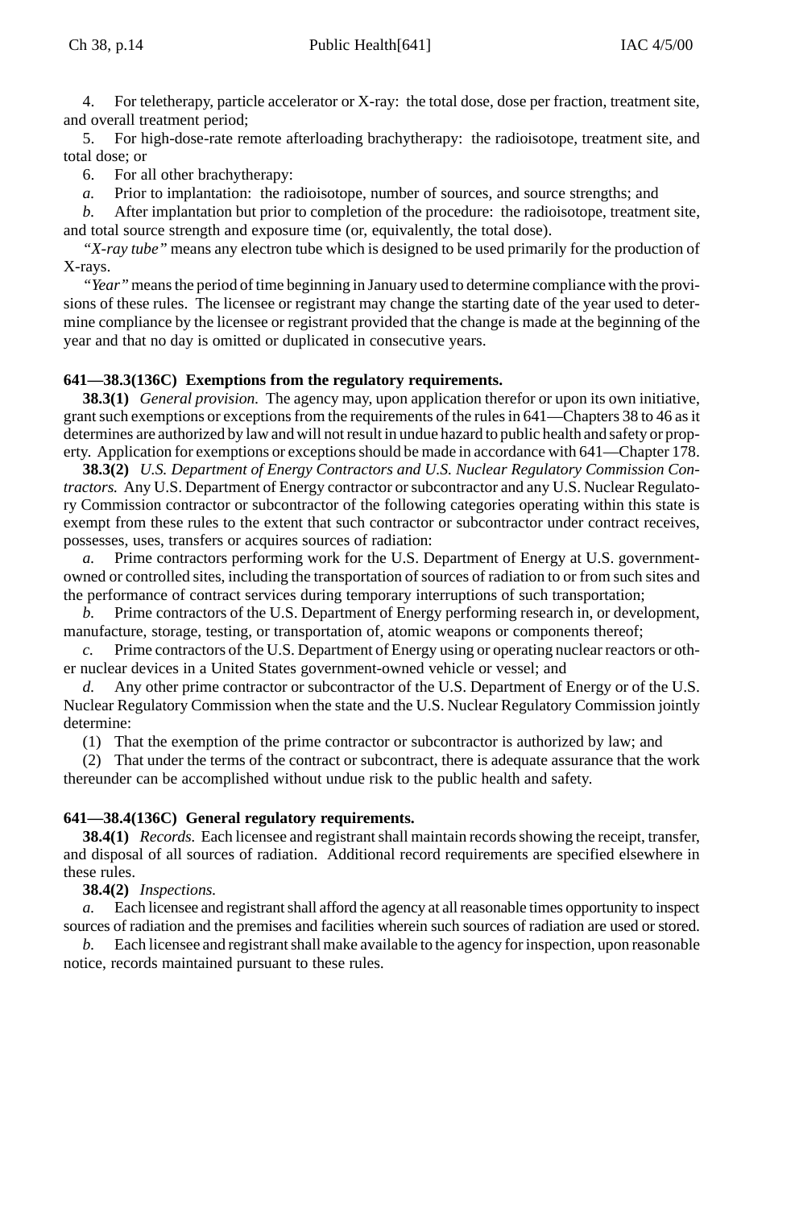4. For teletherapy, particle accelerator or X-ray: the total dose, dose per fraction, treatment site, and overall treatment period;

5. For high-dose-rate remote afterloading brachytherapy: the radioisotope, treatment site, and total dose; or

6. For all other brachytherapy:

*a.* Prior to implantation: the radioisotope, number of sources, and source strengths; and

*b.* After implantation but prior to completion of the procedure: the radioisotope, treatment site, and total source strength and exposure time (or, equivalently, the total dose).

*"X-ray tube"* means any electron tube which is designed to be used primarily for the production of X-rays.

*"Year"* means the period of time beginning in January used to determine compliance with the provisions of these rules. The licensee or registrant may change the starting date of the year used to determine compliance by the licensee or registrant provided that the change is made at the beginning of the year and that no day is omitted or duplicated in consecutive years.

**641—38.3(136C) Exemptions from the regulatory requirements.**

**38.3(1)** *General provision.* The agency may, upon application therefor or upon its own initiative, grant such exemptions or exceptions from the requirements of the rules in 641—Chapters 38 to 46 as it determines are authorized by law and will not result in undue hazard to public health and safety or property. Application for exemptions or exceptions should be made in accordance with 641—Chapter 178.

**38.3(2)** *U.S. Department of Energy Contractors and U.S. Nuclear Regulatory Commission Contractors.* Any U.S. Department of Energy contractor or subcontractor and any U.S. Nuclear Regulatory Commission contractor or subcontractor of the following categories operating within this state is exempt from these rules to the extent that such contractor or subcontractor under contract receives, possesses, uses, transfers or acquires sources of radiation:

*a.* Prime contractors performing work for the U.S. Department of Energy at U.S. government-owned or controlled sites, including the transportation of sources of radiation to or from such sites and the performance of contract services during temporary interruptions of such transportation;

*b.* Prime contractors of the U.S. Department of Energy performing research in, or development, manufacture, storage, testing, or transportation of, atomic weapons or components thereof;

*c.* Prime contractors of the U.S. Department of Energy using or operating nuclear reactors or other nuclear devices in a United States government-owned vehicle or vessel; and

*d.* Any other prime contractor or subcontractor of the U.S. Department of Energy or of the U.S. Nuclear Regulatory Commission when the state and the U.S. Nuclear Regulatory Commission jointly determine:

(1) That the exemption of the prime contractor or subcontractor is authorized by law; and

(2) That under the terms of the contract or subcontract, there is adequate assurance that the work thereunder can be accomplished without undue risk to the public health and safety.

**641—38.4(136C) General regulatory requirements.**

**38.4(1)** *Records.* Each licensee and registrant shall maintain records showing the receipt, transfer, and disposal of all sources of radiation. Additional record requirements are specified elsewhere in these rules.

**38.4(2)** *Inspections.*

*a.* Each licensee and registrant shall afford the agency at all reasonable times opportunity to inspect sources of radiation and the premises and facilities wherein such sources of radiation are used or stored.

*b.* Each licensee and registrant shall make available to the agency for inspection, upon reasonable notice, records maintained pursuant to these rules.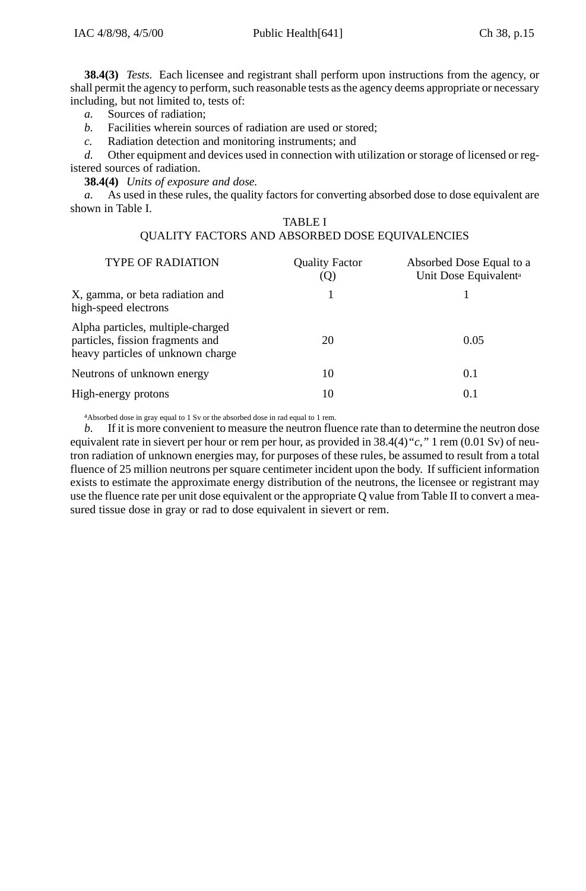**38.4(3)** *Tests.* Each licensee and registrant shall perform upon instructions from the agency, or shall permit the agency to perform, such reasonable tests as the agency deems appropriate or necessary including, but not limited to, tests of:

*a.* Sources of radiation;

*b.* Facilities wherein sources of radiation are used or stored;

*c.* Radiation detection and monitoring instruments; and

*d.* Other equipment and devices used in connection with utilization or storage of licensed or registered sources of radiation.

**38.4(4)** *Units of exposure and dose.*

*a.* As used in these rules, the quality factors for converting absorbed dose to dose equivalent are shown in Table I.

TABLE I
QUALITY FACTORS AND ABSORBED DOSE EQUIVALENCIES

| TYPE OF RADIATION | Quality Factor (Q) | Absorbed Dose Equal to a Unit Dose Equivalent[a] |
|---|---|---|
| X, gamma, or beta radiation and high-speed electrons | 1 | 1 |
| Alpha particles, multiple-charged particles, fission fragments and heavy particles of unknown charge | 20 | 0.05 |
| Neutrons of unknown energy | 10 | 0.1 |
| High-energy protons | 10 | 0.1 |

[a]Absorbed dose in gray equal to 1 Sv or the absorbed dose in rad equal to 1 rem.

*b.* If it is more convenient to measure the neutron fluence rate than to determine the neutron dose equivalent rate in sievert per hour or rem per hour, as provided in 38.4(4)*"c,"* 1 rem (0.01 Sv) of neutron radiation of unknown energies may, for purposes of these rules, be assumed to result from a total fluence of 25 million neutrons per square centimeter incident upon the body. If sufficient information exists to estimate the approximate energy distribution of the neutrons, the licensee or registrant may use the fluence rate per unit dose equivalent or the appropriate Q value from Table II to convert a measured tissue dose in gray or rad to dose equivalent in sievert or rem.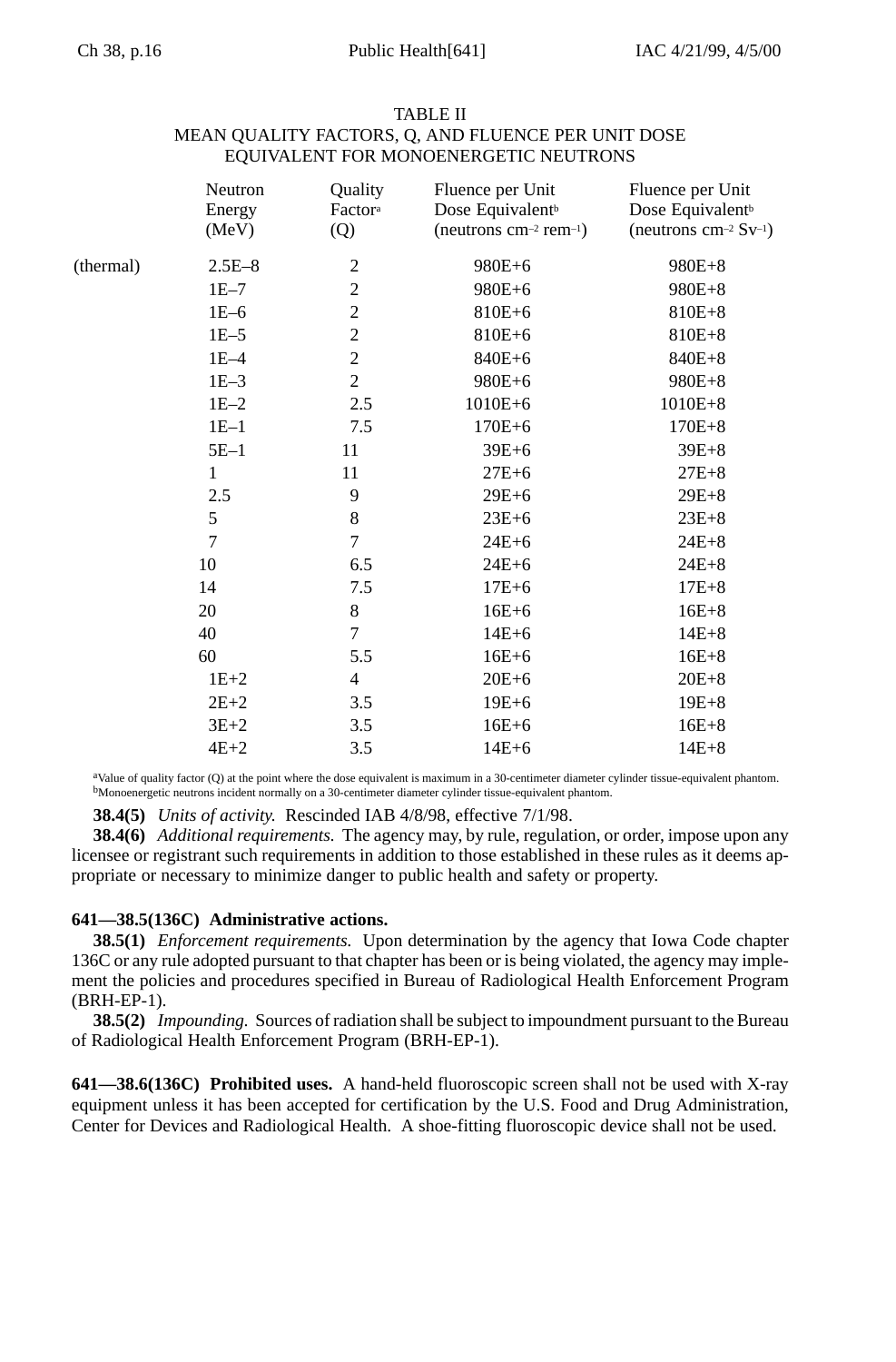TABLE II
MEAN QUALITY FACTORS, Q, AND FLUENCE PER UNIT DOSE EQUIVALENT FOR MONOENERGETIC NEUTRONS

| | Neutron Energy (MeV) | Quality Factor[a] (Q) | Fluence per Unit Dose Equivalent[b] (neutrons $cm^{-2}$ $rem^{-1}$) | Fluence per Unit Dose Equivalent[b] (neutrons $cm^{-2}$ $Sv^{-1}$) |
|---|---|---|---|---|
| (thermal) | 2.5E–8 | 2 | 980E+6 | 980E+8 |
| | 1E–7 | 2 | 980E+6 | 980E+8 |
| | 1E–6 | 2 | 810E+6 | 810E+8 |
| | 1E–5 | 2 | 810E+6 | 810E+8 |
| | 1E–4 | 2 | 840E+6 | 840E+8 |
| | 1E–3 | 2 | 980E+6 | 980E+8 |
| | 1E–2 | 2.5 | 1010E+6 | 1010E+8 |
| | 1E–1 | 7.5 | 170E+6 | 170E+8 |
| | 5E–1 | 11 | 39E+6 | 39E+8 |
| | 1 | 11 | 27E+6 | 27E+8 |
| | 2.5 | 9 | 29E+6 | 29E+8 |
| | 5 | 8 | 23E+6 | 23E+8 |
| | 7 | 7 | 24E+6 | 24E+8 |
| | 10 | 6.5 | 24E+6 | 24E+8 |
| | 14 | 7.5 | 17E+6 | 17E+8 |
| | 20 | 8 | 16E+6 | 16E+8 |
| | 40 | 7 | 14E+6 | 14E+8 |
| | 60 | 5.5 | 16E+6 | 16E+8 |
| | 1E+2 | 4 | 20E+6 | 20E+8 |
| | 2E+2 | 3.5 | 19E+6 | 19E+8 |
| | 3E+2 | 3.5 | 16E+6 | 16E+8 |
| | 4E+2 | 3.5 | 14E+6 | 14E+8 |

[a]Value of quality factor (Q) at the point where the dose equivalent is maximum in a 30-centimeter diameter cylinder tissue-equivalent phantom.
[b]Monoenergetic neutrons incident normally on a 30-centimeter diameter cylinder tissue-equivalent phantom.

**38.4(5)** *Units of activity.* Rescinded IAB 4/8/98, effective 7/1/98.

**38.4(6)** *Additional requirements.* The agency may, by rule, regulation, or order, impose upon any licensee or registrant such requirements in addition to those established in these rules as it deems appropriate or necessary to minimize danger to public health and safety or property.

**641—38.5(136C) Administrative actions.**

**38.5(1)** *Enforcement requirements.* Upon determination by the agency that Iowa Code chapter 136C or any rule adopted pursuant to that chapter has been or is being violated, the agency may implement the policies and procedures specified in Bureau of Radiological Health Enforcement Program (BRH-EP-1).

**38.5(2)** *Impounding.* Sources of radiation shall be subject to impoundment pursuant to the Bureau of Radiological Health Enforcement Program (BRH-EP-1).

**641—38.6(136C) Prohibited uses.** A hand-held fluoroscopic screen shall not be used with X-ray equipment unless it has been accepted for certification by the U.S. Food and Drug Administration, Center for Devices and Radiological Health. A shoe-fitting fluoroscopic device shall not be used.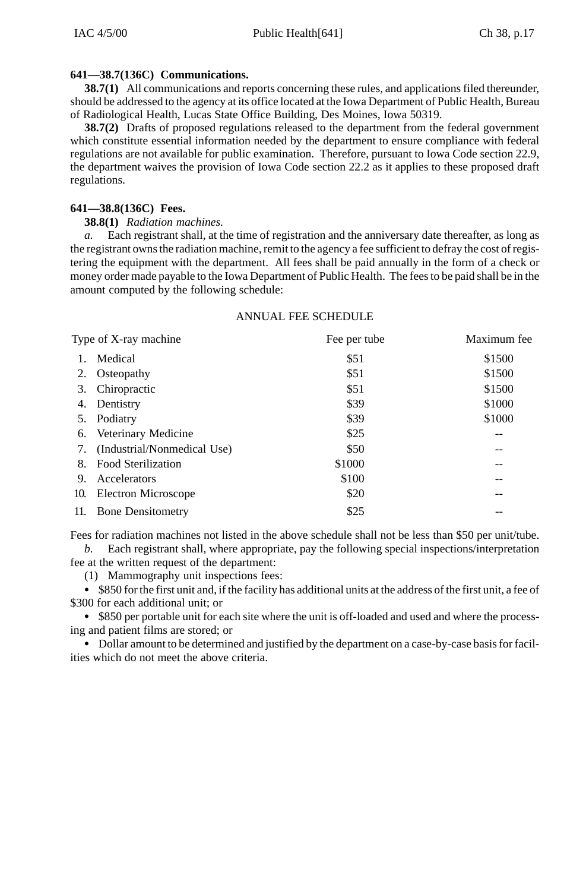**641—38.7(136C) Communications.**

**38.7(1)** All communications and reports concerning these rules, and applications filed thereunder, should be addressed to the agency at its office located at the Iowa Department of Public Health, Bureau of Radiological Health, Lucas State Office Building, Des Moines, Iowa 50319.

**38.7(2)** Drafts of proposed regulations released to the department from the federal government which constitute essential information needed by the department to ensure compliance with federal regulations are not available for public examination. Therefore, pursuant to Iowa Code section 22.9, the department waives the provision of Iowa Code section 22.2 as it applies to these proposed draft regulations.

**641—38.8(136C) Fees.**

**38.8(1)** *Radiation machines.*

*a.* Each registrant shall, at the time of registration and the anniversary date thereafter, as long as the registrant owns the radiation machine, remit to the agency a fee sufficient to defray the cost of registering the equipment with the department. All fees shall be paid annually in the form of a check or money order made payable to the Iowa Department of Public Health. The fees to be paid shall be in the amount computed by the following schedule:

ANNUAL FEE SCHEDULE

| Type of X-ray machine | Fee per tube | Maximum fee |
|---|---|---|
| 1. Medical | $51 | $1500 |
| 2. Osteopathy | $51 | $1500 |
| 3. Chiropractic | $51 | $1500 |
| 4. Dentistry | $39 | $1000 |
| 5. Podiatry | $39 | $1000 |
| 6. Veterinary Medicine | $25 | -- |
| 7. (Industrial/Nonmedical Use) | $50 | -- |
| 8. Food Sterilization | $1000 | -- |
| 9. Accelerators | $100 | -- |
| 10. Electron Microscope | $20 | -- |
| 11. Bone Densitometry | $25 | -- |

Fees for radiation machines not listed in the above schedule shall not be less than $50 per unit/tube.

*b.* Each registrant shall, where appropriate, pay the following special inspections/interpretation fee at the written request of the department:

(1) Mammography unit inspections fees:

- $850 for the first unit and, if the facility has additional units at the address of the first unit, a fee of $300 for each additional unit; or
- $850 per portable unit for each site where the unit is off-loaded and used and where the processing and patient films are stored; or
- Dollar amount to be determined and justified by the department on a case-by-case basis for facilities which do not meet the above criteria.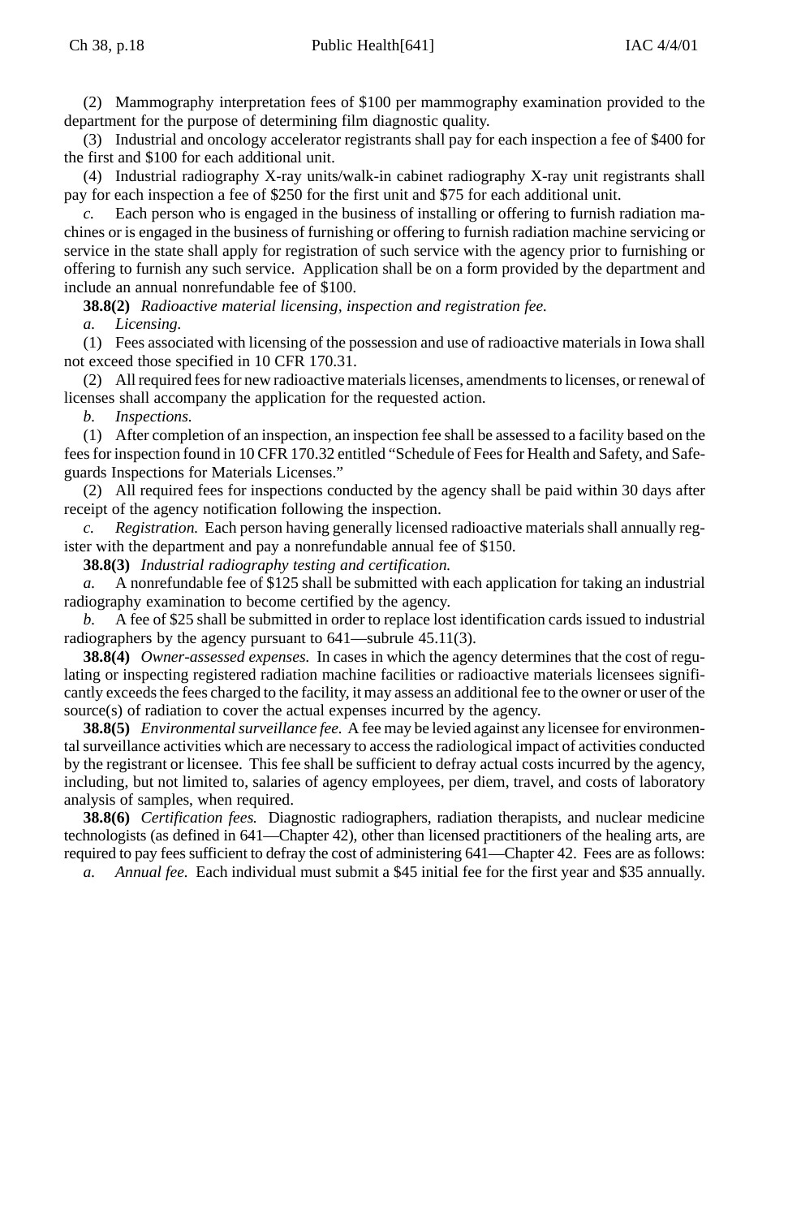(2) Mammography interpretation fees of $100 per mammography examination provided to the department for the purpose of determining film diagnostic quality.

(3) Industrial and oncology accelerator registrants shall pay for each inspection a fee of $400 for the first and $100 for each additional unit.

(4) Industrial radiography X-ray units/walk-in cabinet radiography X-ray unit registrants shall pay for each inspection a fee of $250 for the first unit and $75 for each additional unit.

*c.* Each person who is engaged in the business of installing or offering to furnish radiation machines or is engaged in the business of furnishing or offering to furnish radiation machine servicing or service in the state shall apply for registration of such service with the agency prior to furnishing or offering to furnish any such service. Application shall be on a form provided by the department and include an annual nonrefundable fee of $100.

**38.8(2)** *Radioactive material licensing, inspection and registration fee.*

*a. Licensing.*

(1) Fees associated with licensing of the possession and use of radioactive materials in Iowa shall not exceed those specified in 10 CFR 170.31.

(2) All required fees for new radioactive materials licenses, amendments to licenses, or renewal of licenses shall accompany the application for the requested action.

*b. Inspections.*

(1) After completion of an inspection, an inspection fee shall be assessed to a facility based on the fees for inspection found in 10 CFR 170.32 entitled "Schedule of Fees for Health and Safety, and Safeguards Inspections for Materials Licenses."

(2) All required fees for inspections conducted by the agency shall be paid within 30 days after receipt of the agency notification following the inspection.

*c. Registration.* Each person having generally licensed radioactive materials shall annually register with the department and pay a nonrefundable annual fee of $150.

**38.8(3)** *Industrial radiography testing and certification.*

*a.* A nonrefundable fee of $125 shall be submitted with each application for taking an industrial radiography examination to become certified by the agency.

*b.* A fee of $25 shall be submitted in order to replace lost identification cards issued to industrial radiographers by the agency pursuant to 641—subrule 45.11(3).

**38.8(4)** *Owner-assessed expenses.* In cases in which the agency determines that the cost of regulating or inspecting registered radiation machine facilities or radioactive materials licensees significantly exceeds the fees charged to the facility, it may assess an additional fee to the owner or user of the source(s) of radiation to cover the actual expenses incurred by the agency.

**38.8(5)** *Environmental surveillance fee.* A fee may be levied against any licensee for environmental surveillance activities which are necessary to access the radiological impact of activities conducted by the registrant or licensee. This fee shall be sufficient to defray actual costs incurred by the agency, including, but not limited to, salaries of agency employees, per diem, travel, and costs of laboratory analysis of samples, when required.

**38.8(6)** *Certification fees.* Diagnostic radiographers, radiation therapists, and nuclear medicine technologists (as defined in 641—Chapter 42), other than licensed practitioners of the healing arts, are required to pay fees sufficient to defray the cost of administering 641—Chapter 42. Fees are as follows:

*a. Annual fee.* Each individual must submit a $45 initial fee for the first year and $35 annually.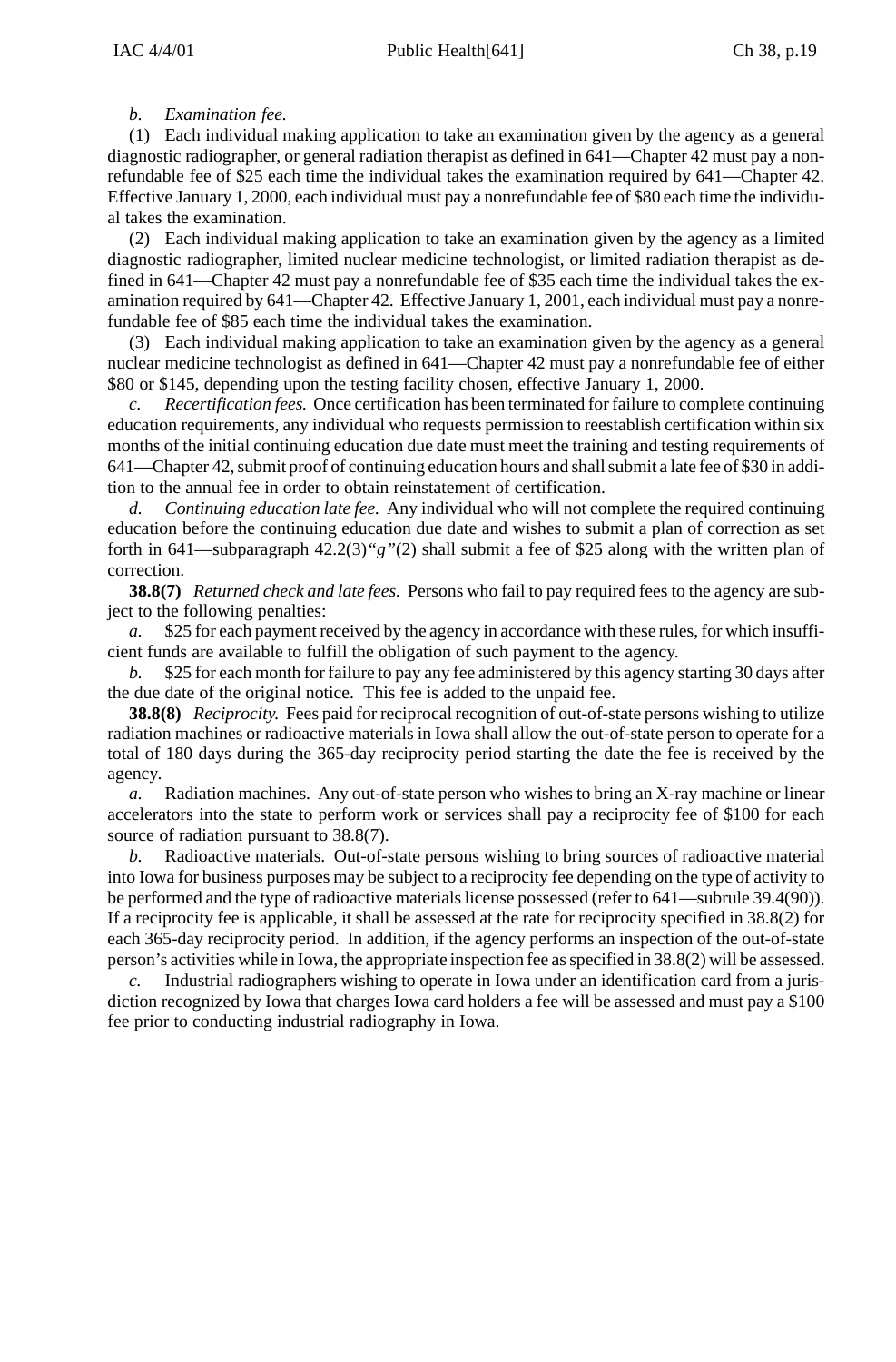*b. Examination fee.*

(1) Each individual making application to take an examination given by the agency as a general diagnostic radiographer, or general radiation therapist as defined in 641—Chapter 42 must pay a nonrefundable fee of $25 each time the individual takes the examination required by 641—Chapter 42. Effective January 1, 2000, each individual must pay a nonrefundable fee of $80 each time the individual takes the examination.

(2) Each individual making application to take an examination given by the agency as a limited diagnostic radiographer, limited nuclear medicine technologist, or limited radiation therapist as defined in 641—Chapter 42 must pay a nonrefundable fee of $35 each time the individual takes the examination required by 641—Chapter 42. Effective January 1, 2001, each individual must pay a nonrefundable fee of $85 each time the individual takes the examination.

(3) Each individual making application to take an examination given by the agency as a general nuclear medicine technologist as defined in 641—Chapter 42 must pay a nonrefundable fee of either $80 or $145, depending upon the testing facility chosen, effective January 1, 2000.

*c. Recertification fees.* Once certification has been terminated for failure to complete continuing education requirements, any individual who requests permission to reestablish certification within six months of the initial continuing education due date must meet the training and testing requirements of 641—Chapter 42, submit proof of continuing education hours and shall submit a late fee of $30 in addition to the annual fee in order to obtain reinstatement of certification.

*d. Continuing education late fee.* Any individual who will not complete the required continuing education before the continuing education due date and wishes to submit a plan of correction as set forth in 641—subparagraph 42.2(3)*"g"*(2) shall submit a fee of $25 along with the written plan of correction.

**38.8(7)** *Returned check and late fees.* Persons who fail to pay required fees to the agency are subject to the following penalties:

*a.* $25 for each payment received by the agency in accordance with these rules, for which insufficient funds are available to fulfill the obligation of such payment to the agency.

*b.* $25 for each month for failure to pay any fee administered by this agency starting 30 days after the due date of the original notice. This fee is added to the unpaid fee.

**38.8(8)** *Reciprocity.* Fees paid for reciprocal recognition of out-of-state persons wishing to utilize radiation machines or radioactive materials in Iowa shall allow the out-of-state person to operate for a total of 180 days during the 365-day reciprocity period starting the date the fee is received by the agency.

*a.* Radiation machines. Any out-of-state person who wishes to bring an X-ray machine or linear accelerators into the state to perform work or services shall pay a reciprocity fee of $100 for each source of radiation pursuant to 38.8(7).

*b.* Radioactive materials. Out-of-state persons wishing to bring sources of radioactive material into Iowa for business purposes may be subject to a reciprocity fee depending on the type of activity to be performed and the type of radioactive materials license possessed (refer to 641—subrule 39.4(90)). If a reciprocity fee is applicable, it shall be assessed at the rate for reciprocity specified in 38.8(2) for each 365-day reciprocity period. In addition, if the agency performs an inspection of the out-of-state person's activities while in Iowa, the appropriate inspection fee as specified in 38.8(2) will be assessed.

*c.* Industrial radiographers wishing to operate in Iowa under an identification card from a jurisdiction recognized by Iowa that charges Iowa card holders a fee will be assessed and must pay a $100 fee prior to conducting industrial radiography in Iowa.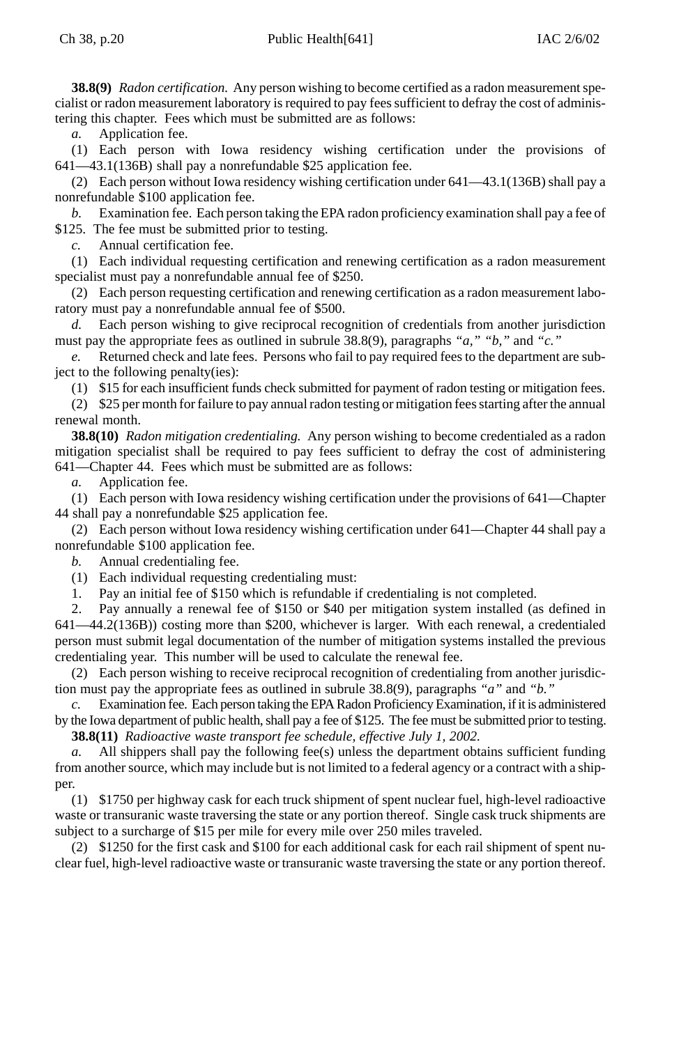**38.8(9)** *Radon certification.* Any person wishing to become certified as a radon measurement specialist or radon measurement laboratory is required to pay fees sufficient to defray the cost of administering this chapter. Fees which must be submitted are as follows:

*a.* Application fee.

(1) Each person with Iowa residency wishing certification under the provisions of 641—43.1(136B) shall pay a nonrefundable $25 application fee.

(2) Each person without Iowa residency wishing certification under 641—43.1(136B) shall pay a nonrefundable $100 application fee.

*b.* Examination fee. Each person taking the EPA radon proficiency examination shall pay a fee of $125. The fee must be submitted prior to testing.

*c.* Annual certification fee.

(1) Each individual requesting certification and renewing certification as a radon measurement specialist must pay a nonrefundable annual fee of $250.

(2) Each person requesting certification and renewing certification as a radon measurement laboratory must pay a nonrefundable annual fee of $500.

*d.* Each person wishing to give reciprocal recognition of credentials from another jurisdiction must pay the appropriate fees as outlined in subrule 38.8(9), paragraphs *"a," "b,"* and *"c."*

*e.* Returned check and late fees. Persons who fail to pay required fees to the department are subject to the following penalty(ies):

(1) $15 for each insufficient funds check submitted for payment of radon testing or mitigation fees.

(2) $25 per month for failure to pay annual radon testing or mitigation fees starting after the annual renewal month.

**38.8(10)** *Radon mitigation credentialing.* Any person wishing to become credentialed as a radon mitigation specialist shall be required to pay fees sufficient to defray the cost of administering 641—Chapter 44. Fees which must be submitted are as follows:

*a.* Application fee.

(1) Each person with Iowa residency wishing certification under the provisions of 641—Chapter 44 shall pay a nonrefundable $25 application fee.

(2) Each person without Iowa residency wishing certification under 641—Chapter 44 shall pay a nonrefundable $100 application fee.

*b.* Annual credentialing fee.

(1) Each individual requesting credentialing must:

1. Pay an initial fee of $150 which is refundable if credentialing is not completed.

2. Pay annually a renewal fee of $150 or $40 per mitigation system installed (as defined in 641—44.2(136B)) costing more than $200, whichever is larger. With each renewal, a credentialed person must submit legal documentation of the number of mitigation systems installed the previous credentialing year. This number will be used to calculate the renewal fee.

(2) Each person wishing to receive reciprocal recognition of credentialing from another jurisdiction must pay the appropriate fees as outlined in subrule 38.8(9), paragraphs *"a"* and *"b."*

*c.* Examination fee. Each person taking the EPA Radon Proficiency Examination, if it is administered by the Iowa department of public health, shall pay a fee of $125. The fee must be submitted prior to testing.

**38.8(11)** *Radioactive waste transport fee schedule, effective July 1, 2002.*

*a.* All shippers shall pay the following fee(s) unless the department obtains sufficient funding from another source, which may include but is not limited to a federal agency or a contract with a shipper.

(1) $1750 per highway cask for each truck shipment of spent nuclear fuel, high-level radioactive waste or transuranic waste traversing the state or any portion thereof. Single cask truck shipments are subject to a surcharge of $15 per mile for every mile over 250 miles traveled.

(2) $1250 for the first cask and $100 for each additional cask for each rail shipment of spent nuclear fuel, high-level radioactive waste or transuranic waste traversing the state or any portion thereof.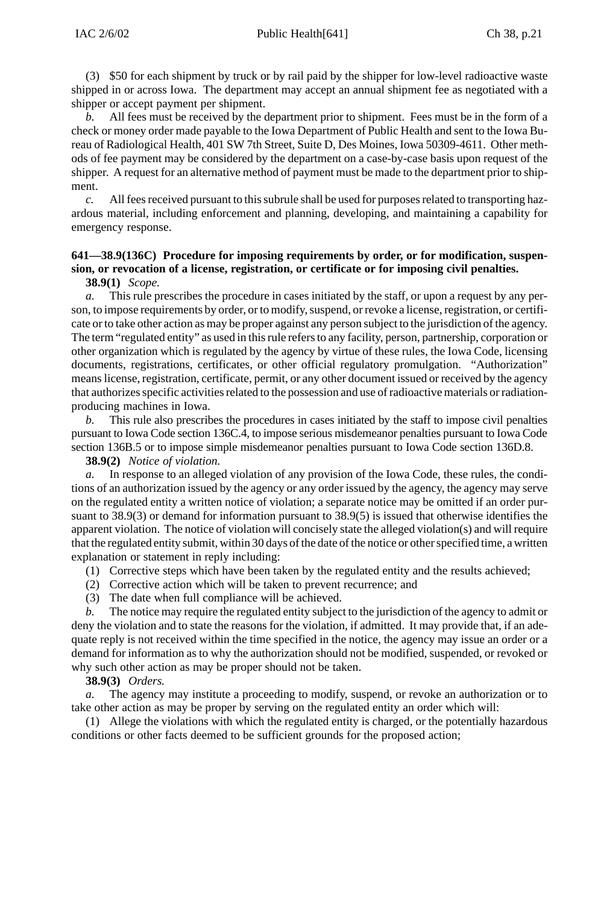(3) $50 for each shipment by truck or by rail paid by the shipper for low-level radioactive waste shipped in or across Iowa. The department may accept an annual shipment fee as negotiated with a shipper or accept payment per shipment.

*b.* All fees must be received by the department prior to shipment. Fees must be in the form of a check or money order made payable to the Iowa Department of Public Health and sent to the Iowa Bureau of Radiological Health, 401 SW 7th Street, Suite D, Des Moines, Iowa 50309-4611. Other methods of fee payment may be considered by the department on a case-by-case basis upon request of the shipper. A request for an alternative method of payment must be made to the department prior to shipment.

*c.* All fees received pursuant to this subrule shall be used for purposes related to transporting hazardous material, including enforcement and planning, developing, and maintaining a capability for emergency response.

**641—38.9(136C) Procedure for imposing requirements by order, or for modification, suspension, or revocation of a license, registration, or certificate or for imposing civil penalties.**

**38.9(1)** *Scope.*

*a.* This rule prescribes the procedure in cases initiated by the staff, or upon a request by any person, to impose requirements by order, or to modify, suspend, or revoke a license, registration, or certificate or to take other action as may be proper against any person subject to the jurisdiction of the agency. The term "regulated entity" as used in this rule refers to any facility, person, partnership, corporation or other organization which is regulated by the agency by virtue of these rules, the Iowa Code, licensing documents, registrations, certificates, or other official regulatory promulgation. "Authorization" means license, registration, certificate, permit, or any other document issued or received by the agency that authorizes specific activities related to the possession and use of radioactive materials or radiation-producing machines in Iowa.

*b.* This rule also prescribes the procedures in cases initiated by the staff to impose civil penalties pursuant to Iowa Code section 136C.4, to impose serious misdemeanor penalties pursuant to Iowa Code section 136B.5 or to impose simple misdemeanor penalties pursuant to Iowa Code section 136D.8.

**38.9(2)** *Notice of violation.*

*a.* In response to an alleged violation of any provision of the Iowa Code, these rules, the conditions of an authorization issued by the agency or any order issued by the agency, the agency may serve on the regulated entity a written notice of violation; a separate notice may be omitted if an order pursuant to 38.9(3) or demand for information pursuant to 38.9(5) is issued that otherwise identifies the apparent violation. The notice of violation will concisely state the alleged violation(s) and will require that the regulated entity submit, within 30 days of the date of the notice or other specified time, a written explanation or statement in reply including:

(1) Corrective steps which have been taken by the regulated entity and the results achieved;

(2) Corrective action which will be taken to prevent recurrence; and

(3) The date when full compliance will be achieved.

*b.* The notice may require the regulated entity subject to the jurisdiction of the agency to admit or deny the violation and to state the reasons for the violation, if admitted. It may provide that, if an adequate reply is not received within the time specified in the notice, the agency may issue an order or a demand for information as to why the authorization should not be modified, suspended, or revoked or why such other action as may be proper should not be taken.

**38.9(3)** *Orders.*

*a.* The agency may institute a proceeding to modify, suspend, or revoke an authorization or to take other action as may be proper by serving on the regulated entity an order which will:

(1) Allege the violations with which the regulated entity is charged, or the potentially hazardous conditions or other facts deemed to be sufficient grounds for the proposed action;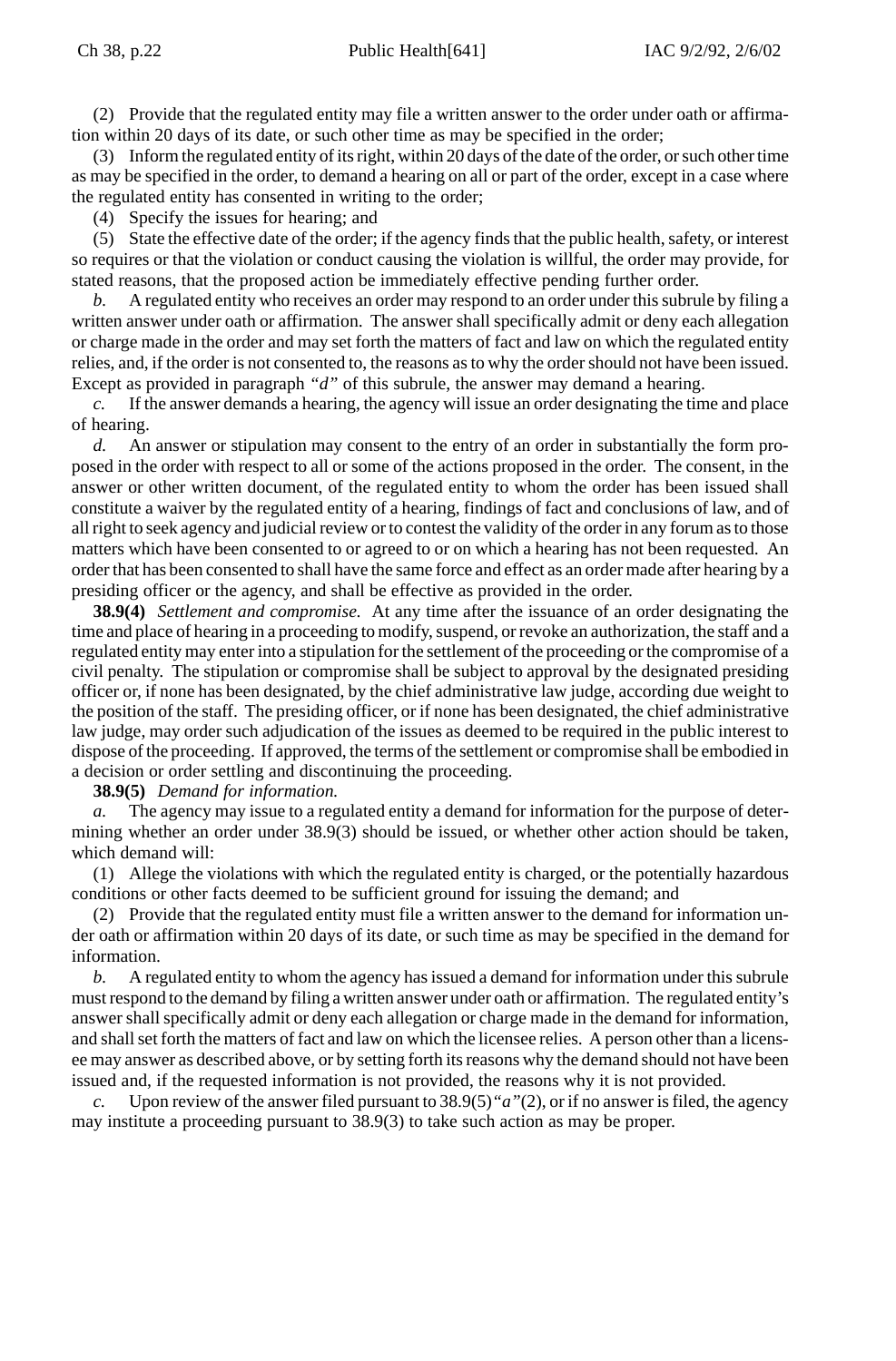(2) Provide that the regulated entity may file a written answer to the order under oath or affirmation within 20 days of its date, or such other time as may be specified in the order;

(3) Inform the regulated entity of its right, within 20 days of the date of the order, or such other time as may be specified in the order, to demand a hearing on all or part of the order, except in a case where the regulated entity has consented in writing to the order;

(4) Specify the issues for hearing; and

(5) State the effective date of the order; if the agency finds that the public health, safety, or interest so requires or that the violation or conduct causing the violation is willful, the order may provide, for stated reasons, that the proposed action be immediately effective pending further order.

*b.* A regulated entity who receives an order may respond to an order under this subrule by filing a written answer under oath or affirmation. The answer shall specifically admit or deny each allegation or charge made in the order and may set forth the matters of fact and law on which the regulated entity relies, and, if the order is not consented to, the reasons as to why the order should not have been issued. Except as provided in paragraph *"d"* of this subrule, the answer may demand a hearing.

*c.* If the answer demands a hearing, the agency will issue an order designating the time and place of hearing.

*d.* An answer or stipulation may consent to the entry of an order in substantially the form proposed in the order with respect to all or some of the actions proposed in the order. The consent, in the answer or other written document, of the regulated entity to whom the order has been issued shall constitute a waiver by the regulated entity of a hearing, findings of fact and conclusions of law, and of all right to seek agency and judicial review or to contest the validity of the order in any forum as to those matters which have been consented to or agreed to or on which a hearing has not been requested. An order that has been consented to shall have the same force and effect as an order made after hearing by a presiding officer or the agency, and shall be effective as provided in the order.

**38.9(4)** *Settlement and compromise.* At any time after the issuance of an order designating the time and place of hearing in a proceeding to modify, suspend, or revoke an authorization, the staff and a regulated entity may enter into a stipulation for the settlement of the proceeding or the compromise of a civil penalty. The stipulation or compromise shall be subject to approval by the designated presiding officer or, if none has been designated, by the chief administrative law judge, according due weight to the position of the staff. The presiding officer, or if none has been designated, the chief administrative law judge, may order such adjudication of the issues as deemed to be required in the public interest to dispose of the proceeding. If approved, the terms of the settlement or compromise shall be embodied in a decision or order settling and discontinuing the proceeding.

**38.9(5)** *Demand for information.*

*a.* The agency may issue to a regulated entity a demand for information for the purpose of determining whether an order under 38.9(3) should be issued, or whether other action should be taken, which demand will:

(1) Allege the violations with which the regulated entity is charged, or the potentially hazardous conditions or other facts deemed to be sufficient ground for issuing the demand; and

(2) Provide that the regulated entity must file a written answer to the demand for information under oath or affirmation within 20 days of its date, or such time as may be specified in the demand for information.

*b.* A regulated entity to whom the agency has issued a demand for information under this subrule must respond to the demand by filing a written answer under oath or affirmation. The regulated entity's answer shall specifically admit or deny each allegation or charge made in the demand for information, and shall set forth the matters of fact and law on which the licensee relies. A person other than a licensee may answer as described above, or by setting forth its reasons why the demand should not have been issued and, if the requested information is not provided, the reasons why it is not provided.

*c.* Upon review of the answer filed pursuant to 38.9(5)*"a"*(2), or if no answer is filed, the agency may institute a proceeding pursuant to 38.9(3) to take such action as may be proper.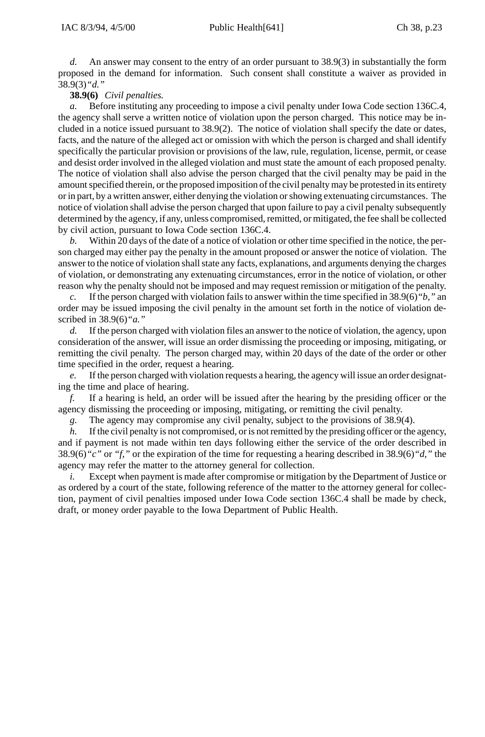*d.* An answer may consent to the entry of an order pursuant to 38.9(3) in substantially the form proposed in the demand for information. Such consent shall constitute a waiver as provided in 38.9(3)*"d."*

**38.9(6)** *Civil penalties.*

*a.* Before instituting any proceeding to impose a civil penalty under Iowa Code section 136C.4, the agency shall serve a written notice of violation upon the person charged. This notice may be included in a notice issued pursuant to 38.9(2). The notice of violation shall specify the date or dates, facts, and the nature of the alleged act or omission with which the person is charged and shall identify specifically the particular provision or provisions of the law, rule, regulation, license, permit, or cease and desist order involved in the alleged violation and must state the amount of each proposed penalty. The notice of violation shall also advise the person charged that the civil penalty may be paid in the amount specified therein, or the proposed imposition of the civil penalty may be protested in its entirety or in part, by a written answer, either denying the violation or showing extenuating circumstances. The notice of violation shall advise the person charged that upon failure to pay a civil penalty subsequently determined by the agency, if any, unless compromised, remitted, or mitigated, the fee shall be collected by civil action, pursuant to Iowa Code section 136C.4.

*b.* Within 20 days of the date of a notice of violation or other time specified in the notice, the person charged may either pay the penalty in the amount proposed or answer the notice of violation. The answer to the notice of violation shall state any facts, explanations, and arguments denying the charges of violation, or demonstrating any extenuating circumstances, error in the notice of violation, or other reason why the penalty should not be imposed and may request remission or mitigation of the penalty.

*c.* If the person charged with violation fails to answer within the time specified in 38.9(6)*"b,"* an order may be issued imposing the civil penalty in the amount set forth in the notice of violation described in 38.9(6)*"a."*

*d.* If the person charged with violation files an answer to the notice of violation, the agency, upon consideration of the answer, will issue an order dismissing the proceeding or imposing, mitigating, or remitting the civil penalty. The person charged may, within 20 days of the date of the order or other time specified in the order, request a hearing.

*e.* If the person charged with violation requests a hearing, the agency will issue an order designating the time and place of hearing.

*f.* If a hearing is held, an order will be issued after the hearing by the presiding officer or the agency dismissing the proceeding or imposing, mitigating, or remitting the civil penalty.

*g.* The agency may compromise any civil penalty, subject to the provisions of 38.9(4).

*h.* If the civil penalty is not compromised, or is not remitted by the presiding officer or the agency, and if payment is not made within ten days following either the service of the order described in 38.9(6)*"c"* or *"f,"* or the expiration of the time for requesting a hearing described in 38.9(6)*"d,"* the agency may refer the matter to the attorney general for collection.

*i.* Except when payment is made after compromise or mitigation by the Department of Justice or as ordered by a court of the state, following reference of the matter to the attorney general for collection, payment of civil penalties imposed under Iowa Code section 136C.4 shall be made by check, draft, or money order payable to the Iowa Department of Public Health.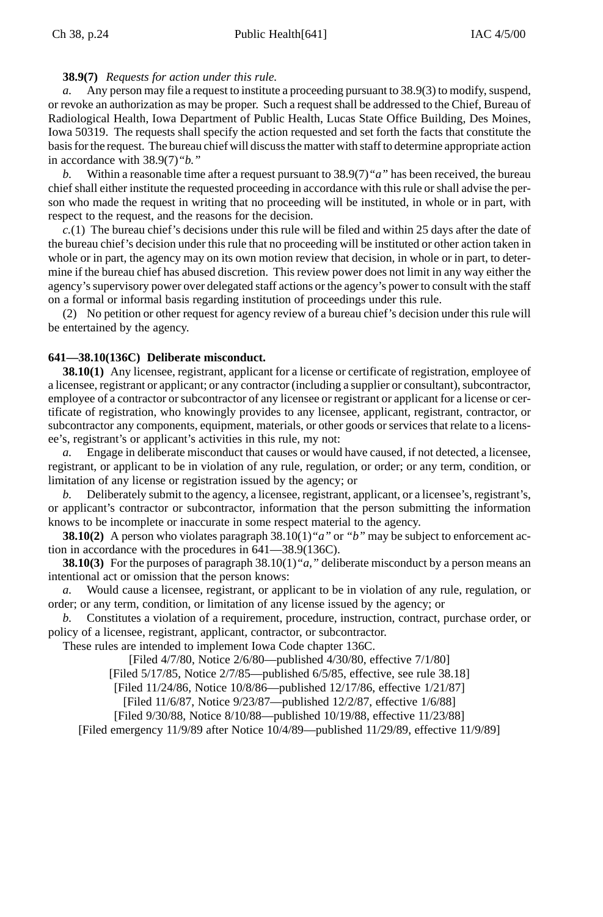**38.9(7)** *Requests for action under this rule.*

*a.* Any person may file a request to institute a proceeding pursuant to 38.9(3) to modify, suspend, or revoke an authorization as may be proper. Such a request shall be addressed to the Chief, Bureau of Radiological Health, Iowa Department of Public Health, Lucas State Office Building, Des Moines, Iowa 50319. The requests shall specify the action requested and set forth the facts that constitute the basis for the request. The bureau chief will discuss the matter with staff to determine appropriate action in accordance with 38.9(7)*"b."*

*b.* Within a reasonable time after a request pursuant to 38.9(7)*"a"* has been received, the bureau chief shall either institute the requested proceeding in accordance with this rule or shall advise the person who made the request in writing that no proceeding will be instituted, in whole or in part, with respect to the request, and the reasons for the decision.

*c.*(1) The bureau chief's decisions under this rule will be filed and within 25 days after the date of the bureau chief's decision under this rule that no proceeding will be instituted or other action taken in whole or in part, the agency may on its own motion review that decision, in whole or in part, to determine if the bureau chief has abused discretion. This review power does not limit in any way either the agency's supervisory power over delegated staff actions or the agency's power to consult with the staff on a formal or informal basis regarding institution of proceedings under this rule.

(2) No petition or other request for agency review of a bureau chief's decision under this rule will be entertained by the agency.

**641—38.10(136C) Deliberate misconduct.**

**38.10(1)** Any licensee, registrant, applicant for a license or certificate of registration, employee of a licensee, registrant or applicant; or any contractor (including a supplier or consultant), subcontractor, employee of a contractor or subcontractor of any licensee or registrant or applicant for a license or certificate of registration, who knowingly provides to any licensee, applicant, registrant, contractor, or subcontractor any components, equipment, materials, or other goods or services that relate to a licensee's, registrant's or applicant's activities in this rule, my not:

*a.* Engage in deliberate misconduct that causes or would have caused, if not detected, a licensee, registrant, or applicant to be in violation of any rule, regulation, or order; or any term, condition, or limitation of any license or registration issued by the agency; or

*b.* Deliberately submit to the agency, a licensee, registrant, applicant, or a licensee's, registrant's, or applicant's contractor or subcontractor, information that the person submitting the information knows to be incomplete or inaccurate in some respect material to the agency.

**38.10(2)** A person who violates paragraph 38.10(1)*"a"* or *"b"* may be subject to enforcement action in accordance with the procedures in 641—38.9(136C).

**38.10(3)** For the purposes of paragraph 38.10(1)*"a,"* deliberate misconduct by a person means an intentional act or omission that the person knows:

*a.* Would cause a licensee, registrant, or applicant to be in violation of any rule, regulation, or order; or any term, condition, or limitation of any license issued by the agency; or

*b.* Constitutes a violation of a requirement, procedure, instruction, contract, purchase order, or policy of a licensee, registrant, applicant, contractor, or subcontractor.

These rules are intended to implement Iowa Code chapter 136C.

[Filed 4/7/80, Notice 2/6/80—published 4/30/80, effective 7/1/80]

[Filed 5/17/85, Notice 2/7/85—published 6/5/85, effective, see rule 38.18]

[Filed 11/24/86, Notice 10/8/86—published 12/17/86, effective 1/21/87]

[Filed 11/6/87, Notice 9/23/87—published 12/2/87, effective 1/6/88]

[Filed 9/30/88, Notice 8/10/88—published 10/19/88, effective 11/23/88]

[Filed emergency 11/9/89 after Notice 10/4/89—published 11/29/89, effective 11/9/89]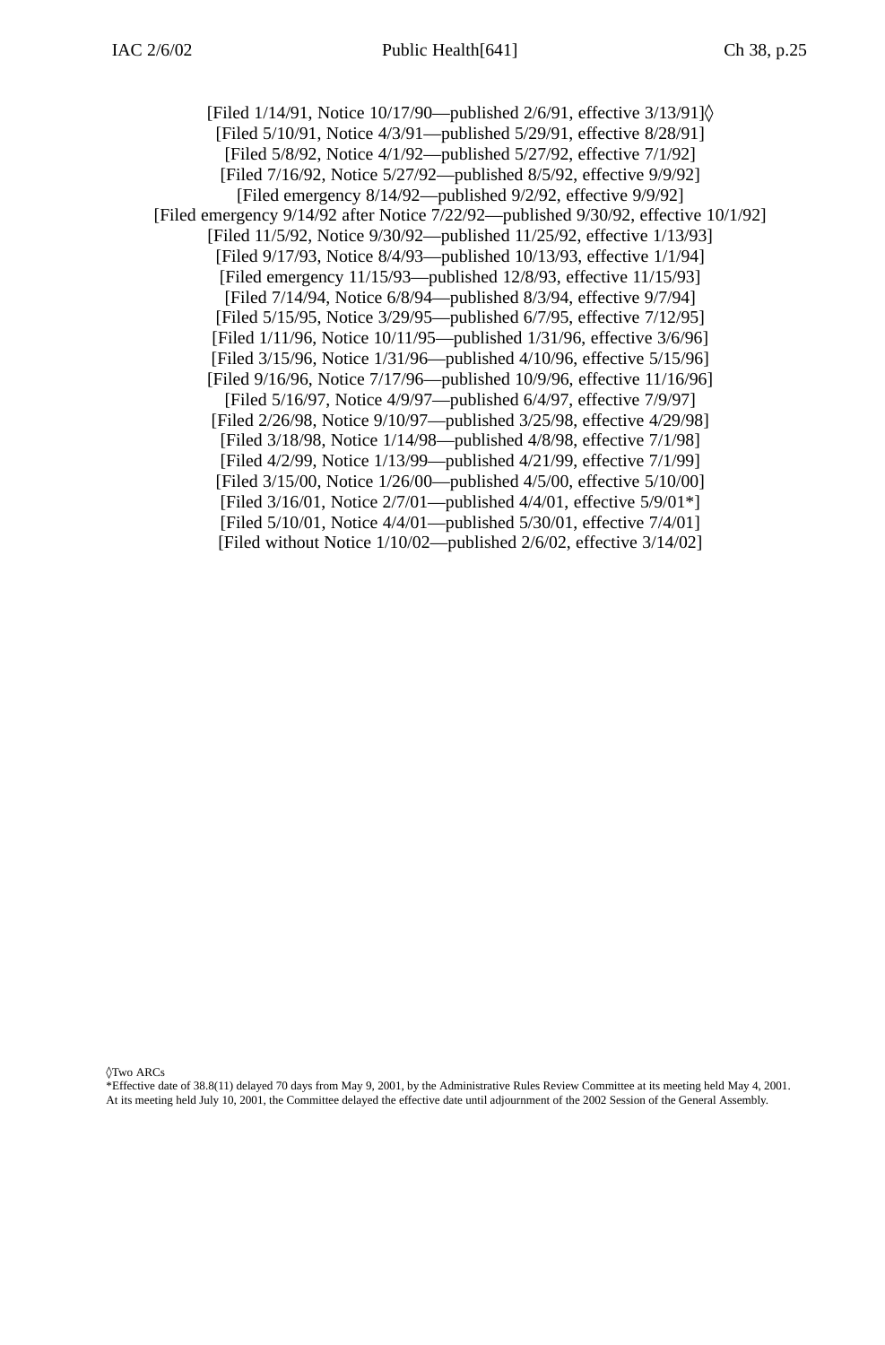[Filed 1/14/91, Notice 10/17/90—published 2/6/91, effective 3/13/91]◊
[Filed 5/10/91, Notice 4/3/91—published 5/29/91, effective 8/28/91]
[Filed 5/8/92, Notice 4/1/92—published 5/27/92, effective 7/1/92]
[Filed 7/16/92, Notice 5/27/92—published 8/5/92, effective 9/9/92]
[Filed emergency 8/14/92—published 9/2/92, effective 9/9/92]
[Filed emergency 9/14/92 after Notice 7/22/92—published 9/30/92, effective 10/1/92]
[Filed 11/5/92, Notice 9/30/92—published 11/25/92, effective 1/13/93]
[Filed 9/17/93, Notice 8/4/93—published 10/13/93, effective 1/1/94]
[Filed emergency 11/15/93—published 12/8/93, effective 11/15/93]
[Filed 7/14/94, Notice 6/8/94—published 8/3/94, effective 9/7/94]
[Filed 5/15/95, Notice 3/29/95—published 6/7/95, effective 7/12/95]
[Filed 1/11/96, Notice 10/11/95—published 1/31/96, effective 3/6/96]
[Filed 3/15/96, Notice 1/31/96—published 4/10/96, effective 5/15/96]
[Filed 9/16/96, Notice 7/17/96—published 10/9/96, effective 11/16/96]
[Filed 5/16/97, Notice 4/9/97—published 6/4/97, effective 7/9/97]
[Filed 2/26/98, Notice 9/10/97—published 3/25/98, effective 4/29/98]
[Filed 3/18/98, Notice 1/14/98—published 4/8/98, effective 7/1/98]
[Filed 4/2/99, Notice 1/13/99—published 4/21/99, effective 7/1/99]
[Filed 3/15/00, Notice 1/26/00—published 4/5/00, effective 5/10/00]
[Filed 3/16/01, Notice 2/7/01—published 4/4/01, effective 5/9/01*]
[Filed 5/10/01, Notice 4/4/01—published 5/30/01, effective 7/4/01]
[Filed without Notice 1/10/02—published 2/6/02, effective 3/14/02]

◊Two ARCs
*Effective date of 38.8(11) delayed 70 days from May 9, 2001, by the Administrative Rules Review Committee at its meeting held May 4, 2001. At its meeting held July 10, 2001, the Committee delayed the effective date until adjournment of the 2002 Session of the General Assembly.